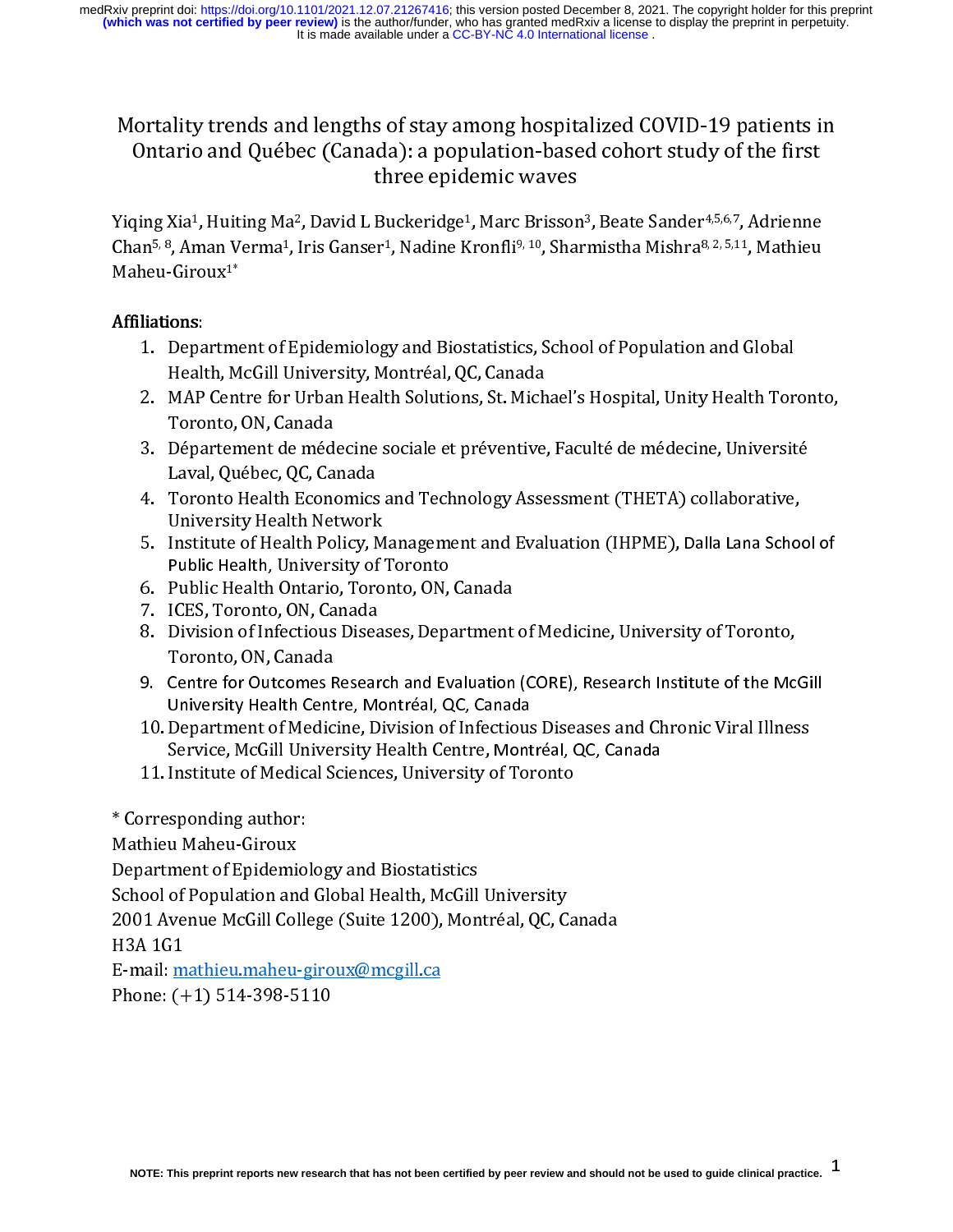# Mortality trends and lengths of stay among hospitalized COVID-19 patients in Ontario and Québec (Canada): a population-based cohort study of the first three epidemic waves

Yiqing Xia[1], Huiting Ma[2], David L Buckeridge[1], Marc Brisson[3], Beate Sander[4,5,6,7], Adrienne Chan[5, 8], Aman Verma[1], Iris Ganser[1], Nadine Kronfli[9, 10], Sharmistha Mishra[8, 2, 5,11], Mathieu Maheu-Giroux[1*]

**Affiliations**:

1. Department of Epidemiology and Biostatistics, School of Population and Global Health, McGill University, Montréal, QC, Canada
2. MAP Centre for Urban Health Solutions, St. Michael's Hospital, Unity Health Toronto, Toronto, ON, Canada
3. Département de médecine sociale et préventive, Faculté de médecine, Université Laval, Québec, QC, Canada
4. Toronto Health Economics and Technology Assessment (THETA) collaborative, University Health Network
5. Institute of Health Policy, Management and Evaluation (IHPME), Dalla Lana School of Public Health, University of Toronto
6. Public Health Ontario, Toronto, ON, Canada
7. ICES, Toronto, ON, Canada
8. Division of Infectious Diseases, Department of Medicine, University of Toronto, Toronto, ON, Canada
9. Centre for Outcomes Research and Evaluation (CORE), Research Institute of the McGill University Health Centre, Montréal, QC, Canada
10. Department of Medicine, Division of Infectious Diseases and Chronic Viral Illness Service, McGill University Health Centre, Montréal, QC, Canada
11. Institute of Medical Sciences, University of Toronto

* Corresponding author:
Mathieu Maheu-Giroux
Department of Epidemiology and Biostatistics
School of Population and Global Health, McGill University
2001 Avenue McGill College (Suite 1200), Montréal, QC, Canada
H3A 1G1
E-mail: mathieu.maheu-giroux@mcgill.ca
Phone: (+1) 514-398-5110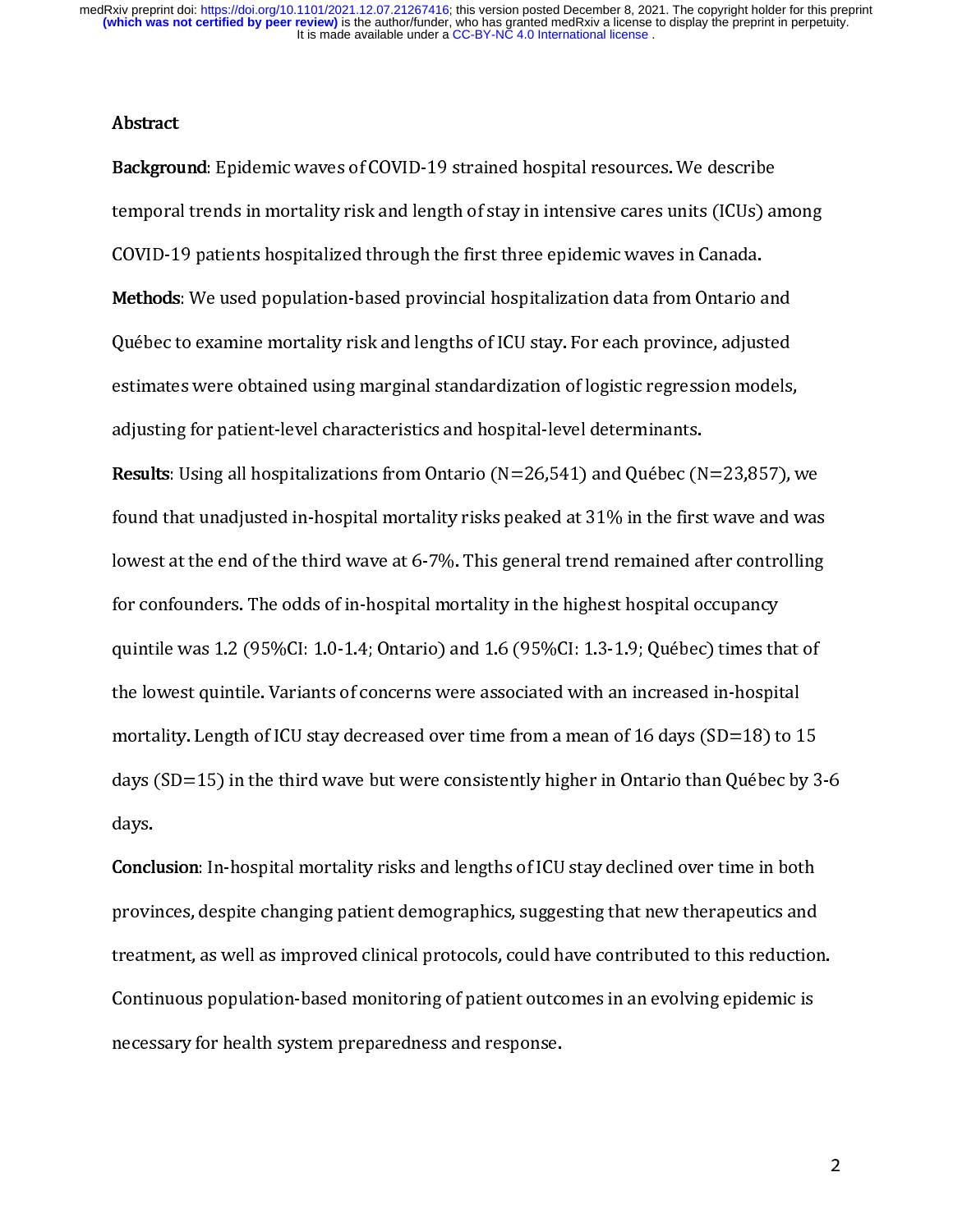## Abstract

**Background**: Epidemic waves of COVID-19 strained hospital resources. We describe temporal trends in mortality risk and length of stay in intensive cares units (ICUs) among COVID-19 patients hospitalized through the first three epidemic waves in Canada.

**Methods**: We used population-based provincial hospitalization data from Ontario and Québec to examine mortality risk and lengths of ICU stay. For each province, adjusted estimates were obtained using marginal standardization of logistic regression models, adjusting for patient-level characteristics and hospital-level determinants.

**Results**: Using all hospitalizations from Ontario (N=26,541) and Québec (N=23,857), we found that unadjusted in-hospital mortality risks peaked at 31% in the first wave and was lowest at the end of the third wave at 6-7%. This general trend remained after controlling for confounders. The odds of in-hospital mortality in the highest hospital occupancy quintile was 1.2 (95%CI: 1.0-1.4; Ontario) and 1.6 (95%CI: 1.3-1.9; Québec) times that of the lowest quintile. Variants of concerns were associated with an increased in-hospital mortality. Length of ICU stay decreased over time from a mean of 16 days (SD=18) to 15 days (SD=15) in the third wave but were consistently higher in Ontario than Québec by 3-6 days.

**Conclusion**: In-hospital mortality risks and lengths of ICU stay declined over time in both provinces, despite changing patient demographics, suggesting that new therapeutics and treatment, as well as improved clinical protocols, could have contributed to this reduction. Continuous population-based monitoring of patient outcomes in an evolving epidemic is necessary for health system preparedness and response.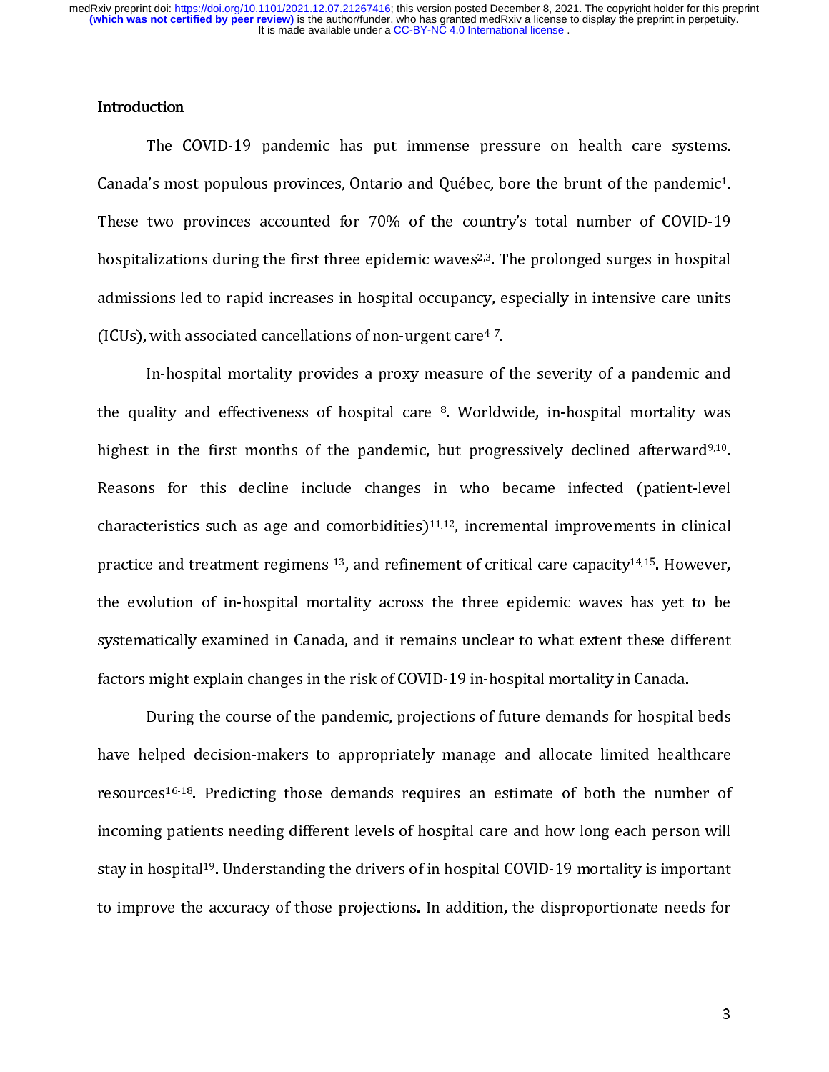## Introduction

The COVID-19 pandemic has put immense pressure on health care systems. Canada's most populous provinces, Ontario and Québec, bore the brunt of the pandemic[1]. These two provinces accounted for 70% of the country's total number of COVID-19 hospitalizations during the first three epidemic waves[2,3]. The prolonged surges in hospital admissions led to rapid increases in hospital occupancy, especially in intensive care units (ICUs), with associated cancellations of non-urgent care[4-7].

In-hospital mortality provides a proxy measure of the severity of a pandemic and the quality and effectiveness of hospital care [8]. Worldwide, in-hospital mortality was highest in the first months of the pandemic, but progressively declined afterward[9,10]. Reasons for this decline include changes in who became infected (patient-level characteristics such as age and comorbidities)[11,12], incremental improvements in clinical practice and treatment regimens [13], and refinement of critical care capacity[14,15]. However, the evolution of in-hospital mortality across the three epidemic waves has yet to be systematically examined in Canada, and it remains unclear to what extent these different factors might explain changes in the risk of COVID-19 in-hospital mortality in Canada.

During the course of the pandemic, projections of future demands for hospital beds have helped decision-makers to appropriately manage and allocate limited healthcare resources[16-18]. Predicting those demands requires an estimate of both the number of incoming patients needing different levels of hospital care and how long each person will stay in hospital[19]. Understanding the drivers of in hospital COVID-19 mortality is important to improve the accuracy of those projections. In addition, the disproportionate needs for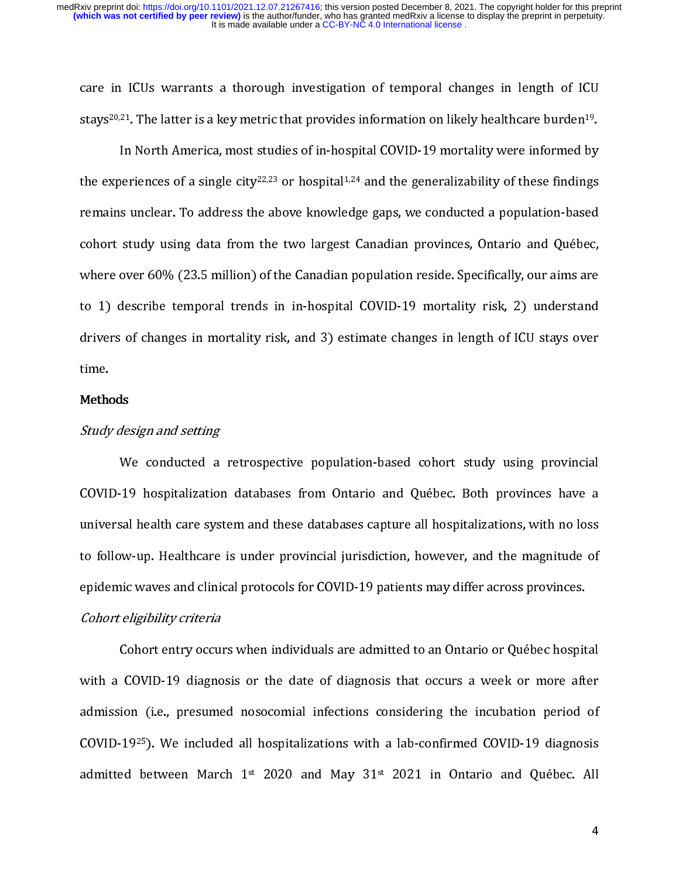care in ICUs warrants a thorough investigation of temporal changes in length of ICU stays[20,21]. The latter is a key metric that provides information on likely healthcare burden[19].

In North America, most studies of in-hospital COVID-19 mortality were informed by the experiences of a single city[22,23] or hospital[1,24] and the generalizability of these findings remains unclear. To address the above knowledge gaps, we conducted a population-based cohort study using data from the two largest Canadian provinces, Ontario and Québec, where over 60% (23.5 million) of the Canadian population reside. Specifically, our aims are to 1) describe temporal trends in in-hospital COVID-19 mortality risk, 2) understand drivers of changes in mortality risk, and 3) estimate changes in length of ICU stays over time.

## Methods

### *Study design and setting*

We conducted a retrospective population-based cohort study using provincial COVID-19 hospitalization databases from Ontario and Québec. Both provinces have a universal health care system and these databases capture all hospitalizations, with no loss to follow-up. Healthcare is under provincial jurisdiction, however, and the magnitude of epidemic waves and clinical protocols for COVID-19 patients may differ across provinces.

### *Cohort eligibility criteria*

Cohort entry occurs when individuals are admitted to an Ontario or Québec hospital with a COVID-19 diagnosis or the date of diagnosis that occurs a week or more after admission (i.e., presumed nosocomial infections considering the incubation period of COVID-19[25]). We included all hospitalizations with a lab-confirmed COVID-19 diagnosis admitted between March 1st 2020 and May 31st 2021 in Ontario and Québec. All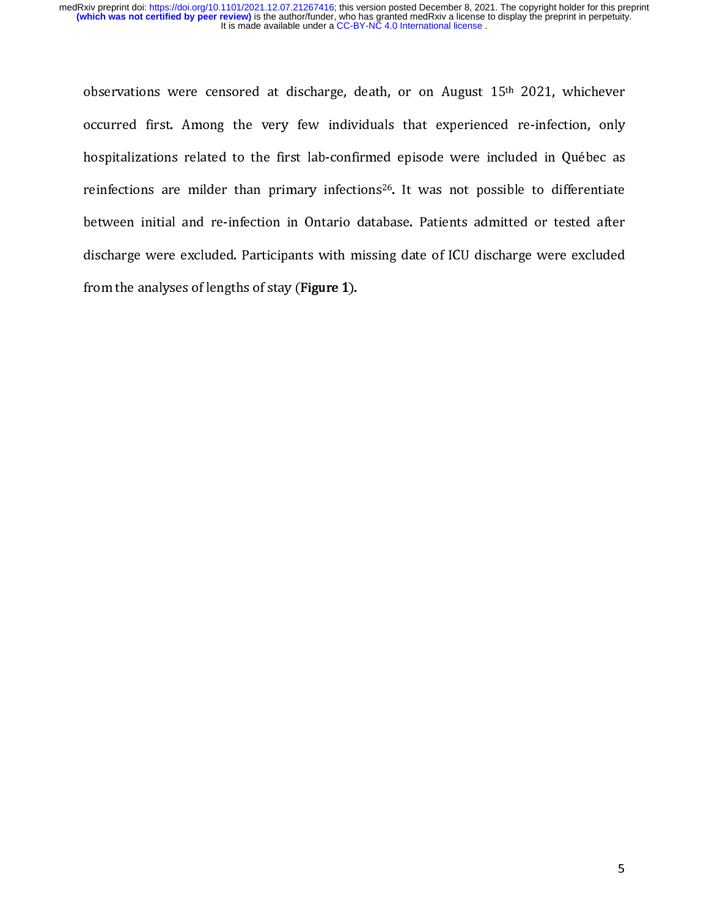observations were censored at discharge, death, or on August 15th 2021, whichever occurred first. Among the very few individuals that experienced re-infection, only hospitalizations related to the first lab-confirmed episode were included in Québec as reinfections are milder than primary infections[26]. It was not possible to differentiate between initial and re-infection in Ontario database. Patients admitted or tested after discharge were excluded. Participants with missing date of ICU discharge were excluded from the analyses of lengths of stay (**Figure 1**).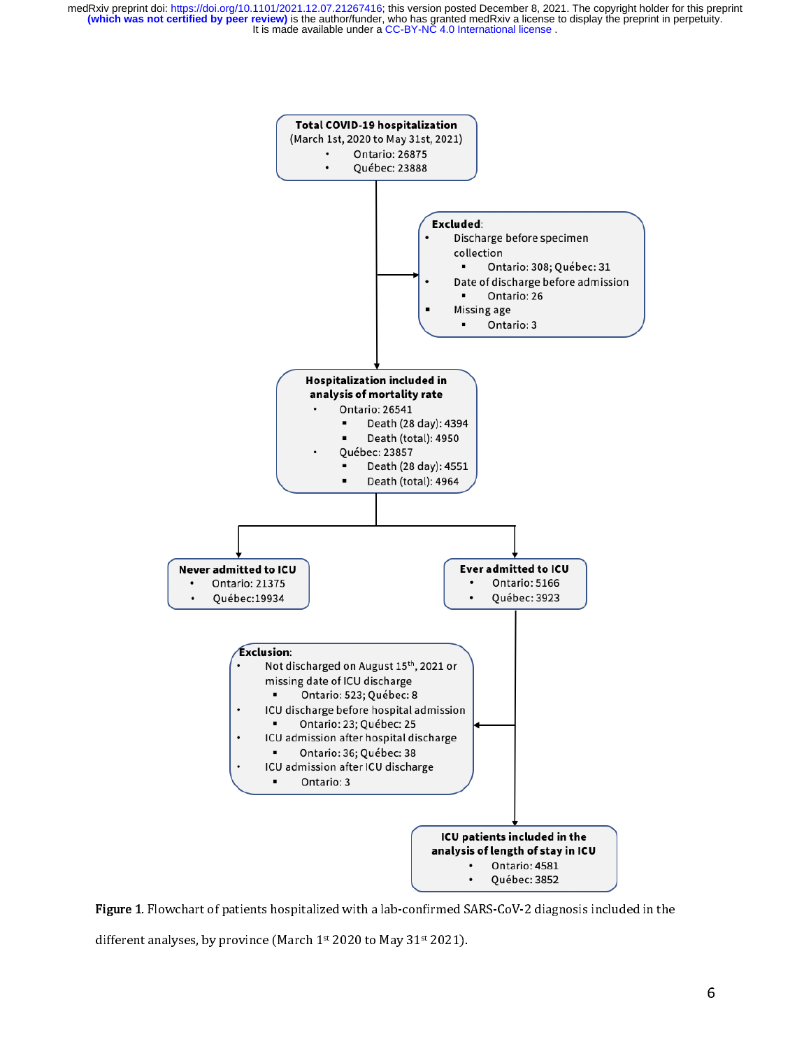**Total COVID-19 hospitalization**
(March 1st, 2020 to May 31st, 2021)
- Ontario: 26875
- Québec: 23888

**Excluded**:
- Discharge before specimen collection
  - Ontario: 308; Québec: 31
- Date of discharge before admission
  - Ontario: 26
- Missing age
  - Ontario: 3

**Hospitalization included in analysis of mortality rate**
- Ontario: 26541
  - Death (28 day): 4394
  - Death (total): 4950
- Québec: 23857
  - Death (28 day): 4551
  - Death (total): 4964

**Never admitted to ICU**
- Ontario: 21375
- Québec:19934

**Ever admitted to ICU**
- Ontario: 5166
- Québec: 3923

**Exclusion**:
- Not discharged on August 15th, 2021 or missing date of ICU discharge
  - Ontario: 523; Québec: 8
- ICU discharge before hospital admission
  - Ontario: 23; Québec: 25
- ICU admission after hospital discharge
  - Ontario: 36; Québec: 38
- ICU admission after ICU discharge
  - Ontario: 3

**ICU patients included in the analysis of length of stay in ICU**
- Ontario: 4581
- Québec: 3852

**Figure 1**. Flowchart of patients hospitalized with a lab-confirmed SARS-CoV-2 diagnosis included in the different analyses, by province (March 1st 2020 to May 31st 2021).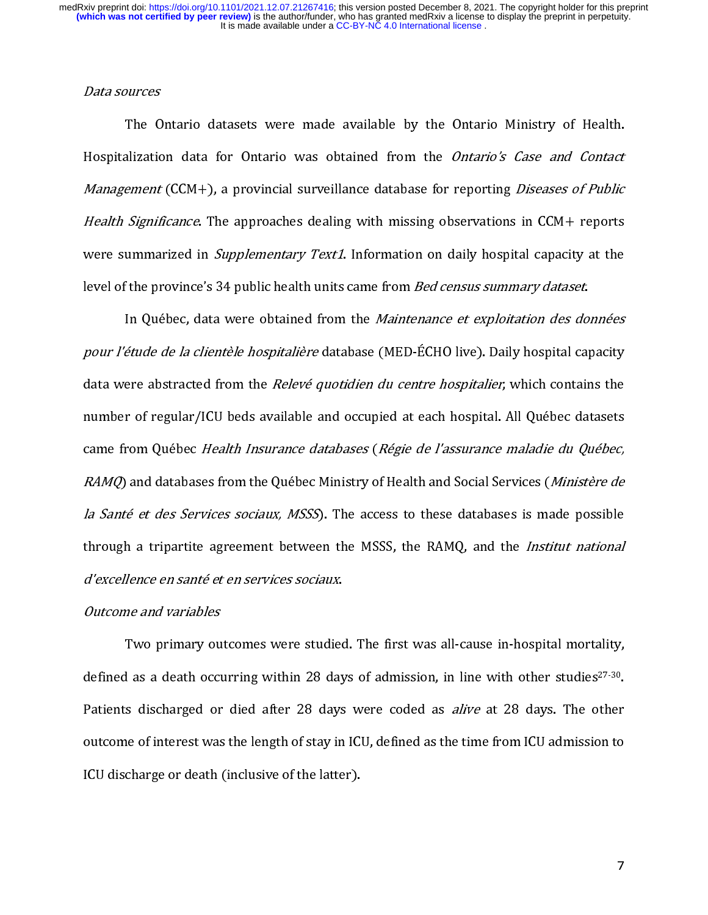### *Data sources*

The Ontario datasets were made available by the Ontario Ministry of Health. Hospitalization data for Ontario was obtained from the *Ontario's Case and Contact Management* (CCM+), a provincial surveillance database for reporting *Diseases of Public Health Significance*. The approaches dealing with missing observations in CCM+ reports were summarized in *Supplementary Text1*. Information on daily hospital capacity at the level of the province's 34 public health units came from *Bed census summary dataset*.

In Québec, data were obtained from the *Maintenance et exploitation des données pour l'étude de la clientèle hospitalière* database (MED-ÉCHO live). Daily hospital capacity data were abstracted from the *Relevé quotidien du centre hospitalier*, which contains the number of regular/ICU beds available and occupied at each hospital. All Québec datasets came from Québec *Health Insurance databases* (*Régie de l'assurance maladie du Québec, RAMQ*) and databases from the Québec Ministry of Health and Social Services (*Ministère de la Santé et des Services sociaux, MSSS*). The access to these databases is made possible through a tripartite agreement between the MSSS, the RAMQ, and the *Institut national d'excellence en santé et en services sociaux*.

### *Outcome and variables*

Two primary outcomes were studied. The first was all-cause in-hospital mortality, defined as a death occurring within 28 days of admission, in line with other studies[27-30]. Patients discharged or died after 28 days were coded as *alive* at 28 days. The other outcome of interest was the length of stay in ICU, defined as the time from ICU admission to ICU discharge or death (inclusive of the latter).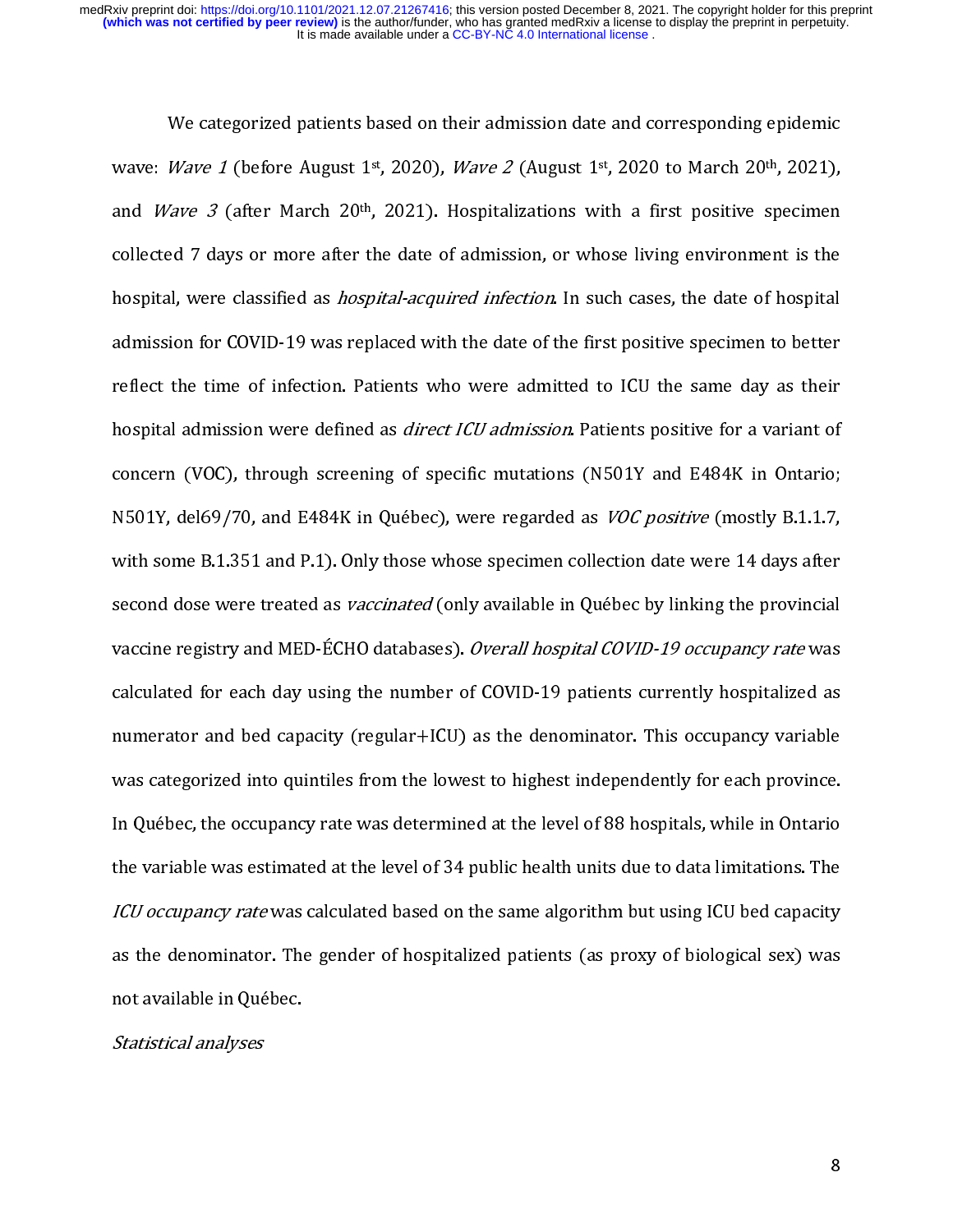We categorized patients based on their admission date and corresponding epidemic wave: *Wave 1* (before August 1st, 2020), *Wave 2* (August 1st, 2020 to March 20th, 2021), and *Wave 3* (after March 20th, 2021). Hospitalizations with a first positive specimen collected 7 days or more after the date of admission, or whose living environment is the hospital, were classified as *hospital-acquired infection*. In such cases, the date of hospital admission for COVID-19 was replaced with the date of the first positive specimen to better reflect the time of infection. Patients who were admitted to ICU the same day as their hospital admission were defined as *direct ICU admission*. Patients positive for a variant of concern (VOC), through screening of specific mutations (N501Y and E484K in Ontario; N501Y, del69/70, and E484K in Québec), were regarded as *VOC positive* (mostly B.1.1.7, with some B.1.351 and P.1). Only those whose specimen collection date were 14 days after second dose were treated as *vaccinated* (only available in Québec by linking the provincial vaccine registry and MED-ÉCHO databases). *Overall hospital COVID-19 occupancy rate* was calculated for each day using the number of COVID-19 patients currently hospitalized as numerator and bed capacity (regular+ICU) as the denominator. This occupancy variable was categorized into quintiles from the lowest to highest independently for each province. In Québec, the occupancy rate was determined at the level of 88 hospitals, while in Ontario the variable was estimated at the level of 34 public health units due to data limitations. The *ICU occupancy rate* was calculated based on the same algorithm but using ICU bed capacity as the denominator. The gender of hospitalized patients (as proxy of biological sex) was not available in Québec.

*Statistical analyses*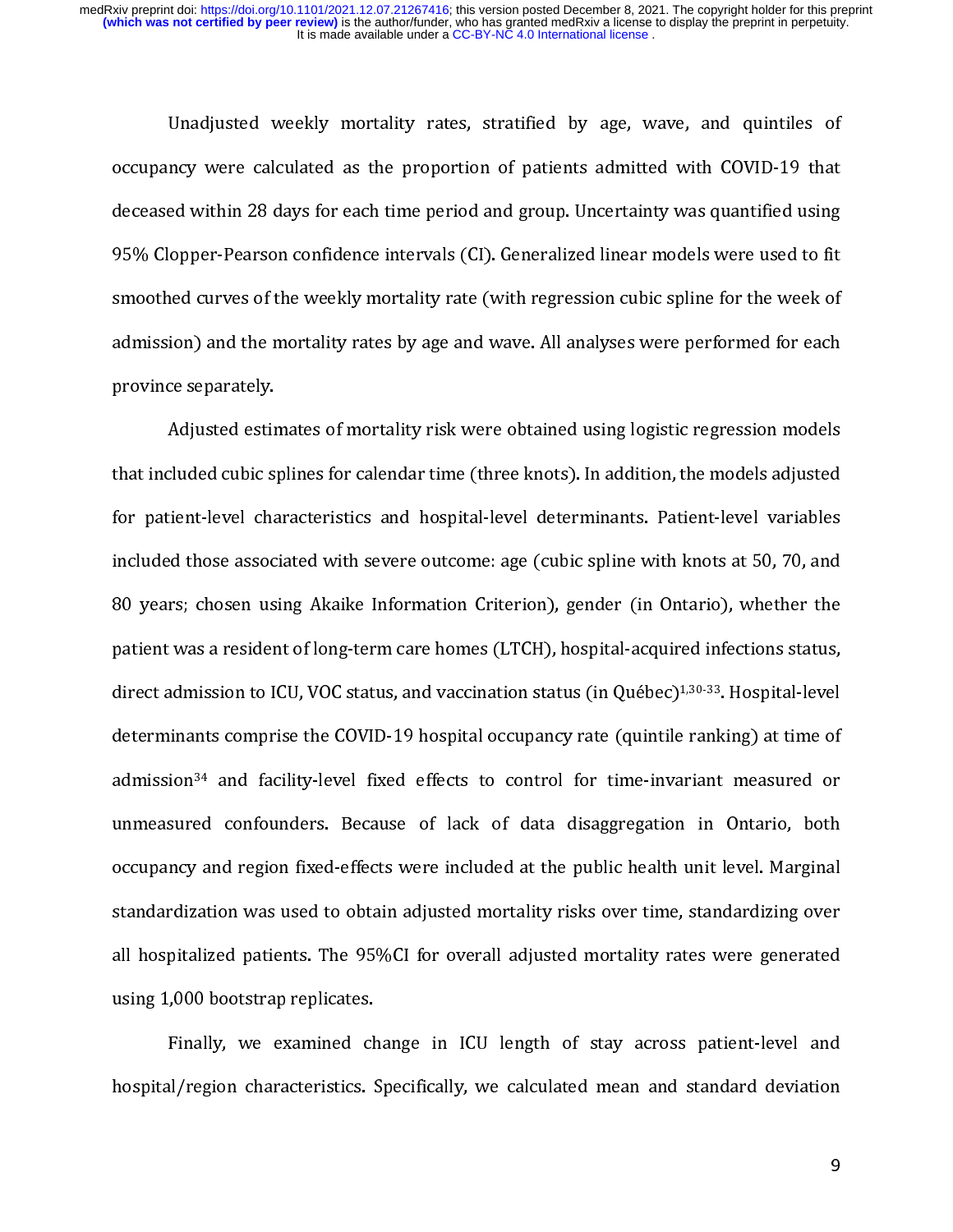Unadjusted weekly mortality rates, stratified by age, wave, and quintiles of occupancy were calculated as the proportion of patients admitted with COVID-19 that deceased within 28 days for each time period and group. Uncertainty was quantified using 95% Clopper-Pearson confidence intervals (CI). Generalized linear models were used to fit smoothed curves of the weekly mortality rate (with regression cubic spline for the week of admission) and the mortality rates by age and wave. All analyses were performed for each province separately.

Adjusted estimates of mortality risk were obtained using logistic regression models that included cubic splines for calendar time (three knots). In addition, the models adjusted for patient-level characteristics and hospital-level determinants. Patient-level variables included those associated with severe outcome: age (cubic spline with knots at 50, 70, and 80 years; chosen using Akaike Information Criterion), gender (in Ontario), whether the patient was a resident of long-term care homes (LTCH), hospital-acquired infections status, direct admission to ICU, VOC status, and vaccination status (in Québec)[1,30-33]. Hospital-level determinants comprise the COVID-19 hospital occupancy rate (quintile ranking) at time of admission[34] and facility-level fixed effects to control for time-invariant measured or unmeasured confounders. Because of lack of data disaggregation in Ontario, both occupancy and region fixed-effects were included at the public health unit level. Marginal standardization was used to obtain adjusted mortality risks over time, standardizing over all hospitalized patients. The 95%CI for overall adjusted mortality rates were generated using 1,000 bootstrap replicates.

Finally, we examined change in ICU length of stay across patient-level and hospital/region characteristics. Specifically, we calculated mean and standard deviation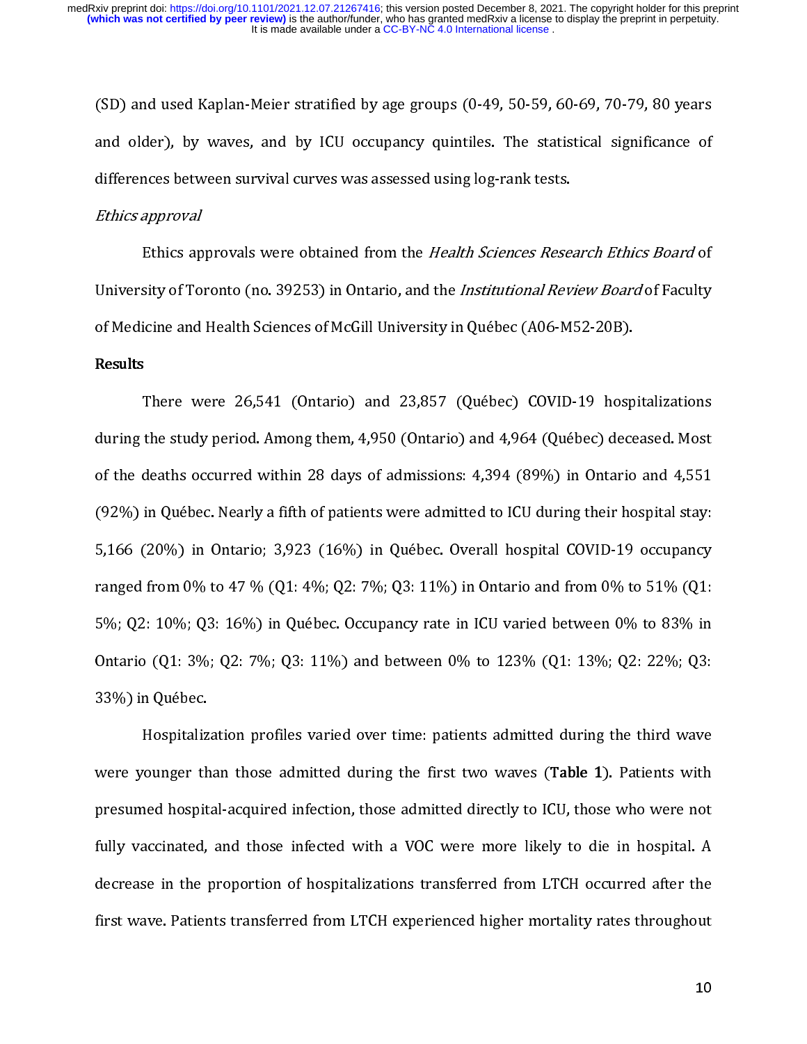(SD) and used Kaplan-Meier stratified by age groups (0-49, 50-59, 60-69, 70-79, 80 years and older), by waves, and by ICU occupancy quintiles. The statistical significance of differences between survival curves was assessed using log-rank tests.

*Ethics approval*

Ethics approvals were obtained from the *Health Sciences Research Ethics Board* of University of Toronto (no. 39253) in Ontario, and the *Institutional Review Board* of Faculty of Medicine and Health Sciences of McGill University in Québec (A06-M52-20B).

**Results**

There were 26,541 (Ontario) and 23,857 (Québec) COVID-19 hospitalizations during the study period. Among them, 4,950 (Ontario) and 4,964 (Québec) deceased. Most of the deaths occurred within 28 days of admissions: 4,394 (89%) in Ontario and 4,551 (92%) in Québec. Nearly a fifth of patients were admitted to ICU during their hospital stay: 5,166 (20%) in Ontario; 3,923 (16%) in Québec. Overall hospital COVID-19 occupancy ranged from 0% to 47 % (Q1: 4%; Q2: 7%; Q3: 11%) in Ontario and from 0% to 51% (Q1: 5%; Q2: 10%; Q3: 16%) in Québec. Occupancy rate in ICU varied between 0% to 83% in Ontario (Q1: 3%; Q2: 7%; Q3: 11%) and between 0% to 123% (Q1: 13%; Q2: 22%; Q3: 33%) in Québec.

Hospitalization profiles varied over time: patients admitted during the third wave were younger than those admitted during the first two waves (**Table 1**). Patients with presumed hospital-acquired infection, those admitted directly to ICU, those who were not fully vaccinated, and those infected with a VOC were more likely to die in hospital. A decrease in the proportion of hospitalizations transferred from LTCH occurred after the first wave. Patients transferred from LTCH experienced higher mortality rates throughout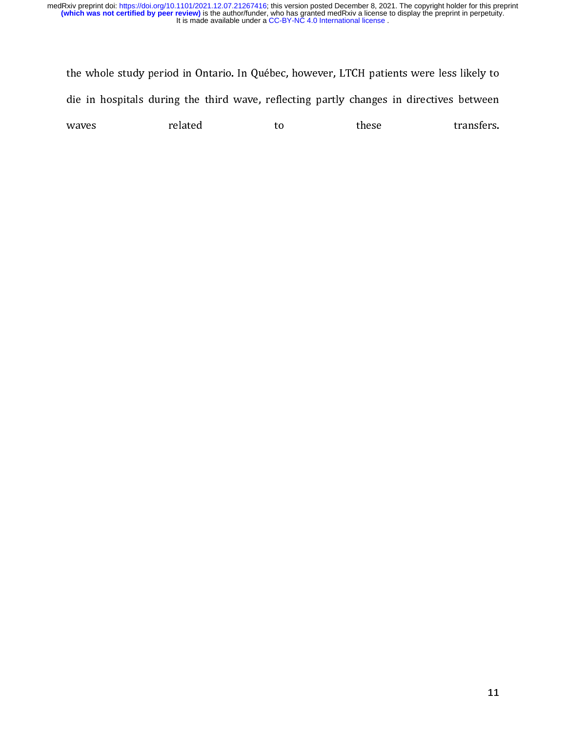the whole study period in Ontario. In Québec, however, LTCH patients were less likely to die in hospitals during the third wave, reflecting partly changes in directives between waves related to these transfers.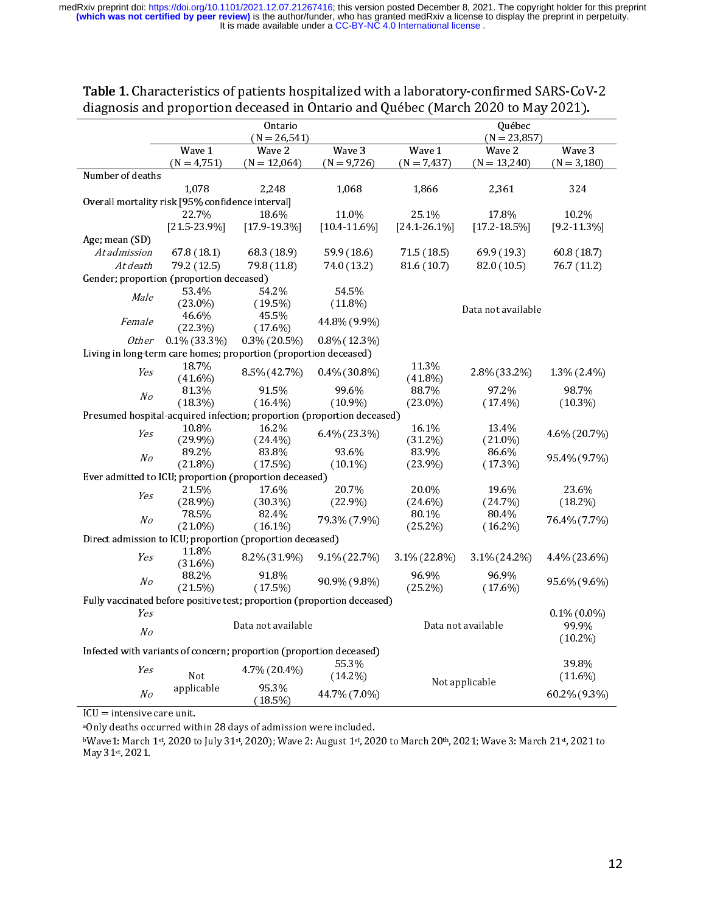**Table 1.** Characteristics of patients hospitalized with a laboratory-confirmed SARS-CoV-2 diagnosis and proportion deceased in Ontario and Québec (March 2020 to May 2021).

| | Ontario (N = 26,541) | | | Québec (N = 23,857) | | |
|---|---|---|---|---|---|---|
| | Wave 1 (N = 4,751) | Wave 2 (N = 12,064) | Wave 3 (N = 9,726) | Wave 1 (N = 7,437) | Wave 2 (N = 13,240) | Wave 3 (N = 3,180) |
| **Number of deaths** | | | | | | |
| | 1,078 | 2,248 | 1,068 | 1,866 | 2,361 | 324 |
| **Overall mortality risk [95% confidence interval]** | | | | | | |
| | 22.7% [21.5-23.9%] | 18.6% [17.9-19.3%] | 11.0% [10.4-11.6%] | 25.1% [24.1-26.1%] | 17.8% [17.2-18.5%] | 10.2% [9.2-11.3%] |
| **Age; mean (SD)** | | | | | | |
| *At admission* | 67.8 (18.1) | 68.3 (18.9) | 59.9 (18.6) | 71.5 (18.5) | 69.9 (19.3) | 60.8 (18.7) |
| *At death* | 79.2 (12.5) | 79.8 (11.8) | 74.0 (13.2) | 81.6 (10.7) | 82.0 (10.5) | 76.7 (11.2) |
| **Gender; proportion (proportion deceased)** | | | | | | |
| *Male* | 53.4% (23.0%) | 54.2% (19.5%) | 54.5% (11.8%) | Data not available | | |
| *Female* | 46.6% (22.3%) | 45.5% (17.6%) | 44.8% (9.9%) | | | |
| *Other* | 0.1% (33.3%) | 0.3% (20.5%) | 0.8% (12.3%) | | | |
| **Living in long-term care homes; proportion (proportion deceased)** | | | | | | |
| *Yes* | 18.7% (41.6%) | 8.5% (42.7%) | 0.4% (30.8%) | 11.3% (41.8%) | 2.8% (33.2%) | 1.3% (2.4%) |
| *No* | 81.3% (18.3%) | 91.5% (16.4%) | 99.6% (10.9%) | 88.7% (23.0%) | 97.2% (17.4%) | 98.7% (10.3%) |
| **Presumed hospital-acquired infection; proportion (proportion deceased)** | | | | | | |
| *Yes* | 10.8% (29.9%) | 16.2% (24.4%) | 6.4% (23.3%) | 16.1% (31.2%) | 13.4% (21.0%) | 4.6% (20.7%) |
| *No* | 89.2% (21.8%) | 83.8% (17.5%) | 93.6% (10.1%) | 83.9% (23.9%) | 86.6% (17.3%) | 95.4% (9.7%) |
| **Ever admitted to ICU; proportion (proportion deceased)** | | | | | | |
| *Yes* | 21.5% (28.9%) | 17.6% (30.3%) | 20.7% (22.9%) | 20.0% (24.6%) | 19.6% (24.7%) | 23.6% (18.2%) |
| *No* | 78.5% (21.0%) | 82.4% (16.1%) | 79.3% (7.9%) | 80.1% (25.2%) | 80.4% (16.2%) | 76.4% (7.7%) |
| **Direct admission to ICU; proportion (proportion deceased)** | | | | | | |
| *Yes* | 11.8% (31.6%) | 8.2% (31.9%) | 9.1% (22.7%) | 3.1% (22.8%) | 3.1% (24.2%) | 4.4% (23.6%) |
| *No* | 88.2% (21.5%) | 91.8% (17.5%) | 90.9% (9.8%) | 96.9% (25.2%) | 96.9% (17.6%) | 95.6% (9.6%) |
| **Fully vaccinated before positive test; proportion (proportion deceased)** | | | | | | |
| *Yes* | Data not available | | | Data not available | | 0.1% (0.0%) |
| *No* | | | | | | 99.9% (10.2%) |
| **Infected with variants of concern; proportion (proportion deceased)** | | | | | | |
| *Yes* | Not applicable | 4.7% (20.4%) | 55.3% (14.2%) | Not applicable | | 39.8% (11.6%) |
| *No* | | 95.3% (18.5%) | 44.7% (7.0%) | | | 60.2% (9.3%) |

ICU = intensive care unit.

[a]Only deaths occurred within 28 days of admission were included.

[b]Wave 1: March 1st, 2020 to July 31st, 2020); Wave 2: August 1st, 2020 to March 20th, 2021; Wave 3: March 21st, 2021 to May 31st, 2021.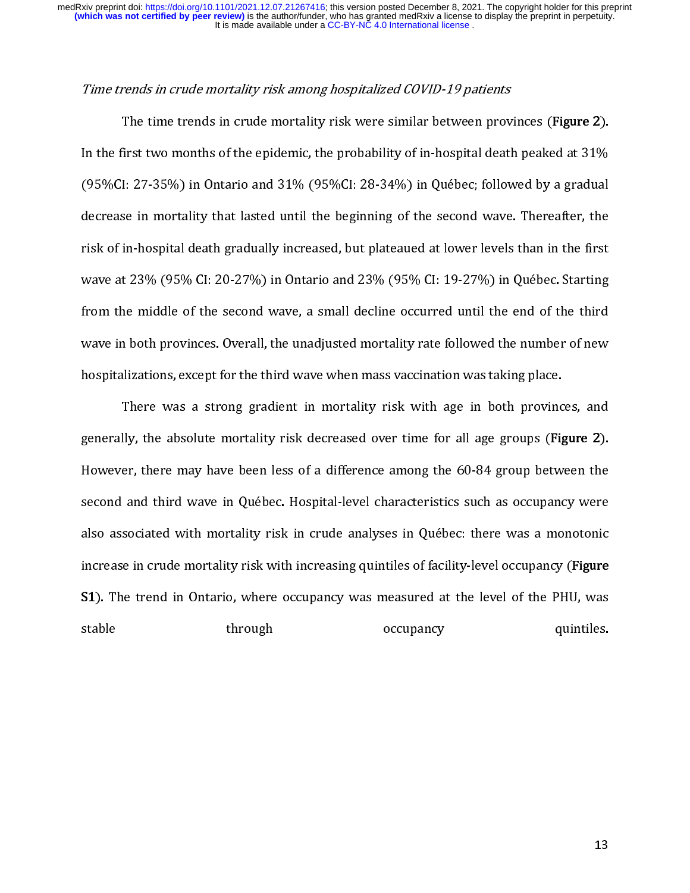*Time trends in crude mortality risk among hospitalized COVID-19 patients*

The time trends in crude mortality risk were similar between provinces (**Figure 2**). In the first two months of the epidemic, the probability of in-hospital death peaked at 31% (95%CI: 27-35%) in Ontario and 31% (95%CI: 28-34%) in Québec; followed by a gradual decrease in mortality that lasted until the beginning of the second wave. Thereafter, the risk of in-hospital death gradually increased, but plateaued at lower levels than in the first wave at 23% (95% CI: 20-27%) in Ontario and 23% (95% CI: 19-27%) in Québec. Starting from the middle of the second wave, a small decline occurred until the end of the third wave in both provinces. Overall, the unadjusted mortality rate followed the number of new hospitalizations, except for the third wave when mass vaccination was taking place.

There was a strong gradient in mortality risk with age in both provinces, and generally, the absolute mortality risk decreased over time for all age groups (**Figure 2**). However, there may have been less of a difference among the 60-84 group between the second and third wave in Québec. Hospital-level characteristics such as occupancy were also associated with mortality risk in crude analyses in Québec: there was a monotonic increase in crude mortality risk with increasing quintiles of facility-level occupancy (**Figure S1**). The trend in Ontario, where occupancy was measured at the level of the PHU, was stable through occupancy quintiles.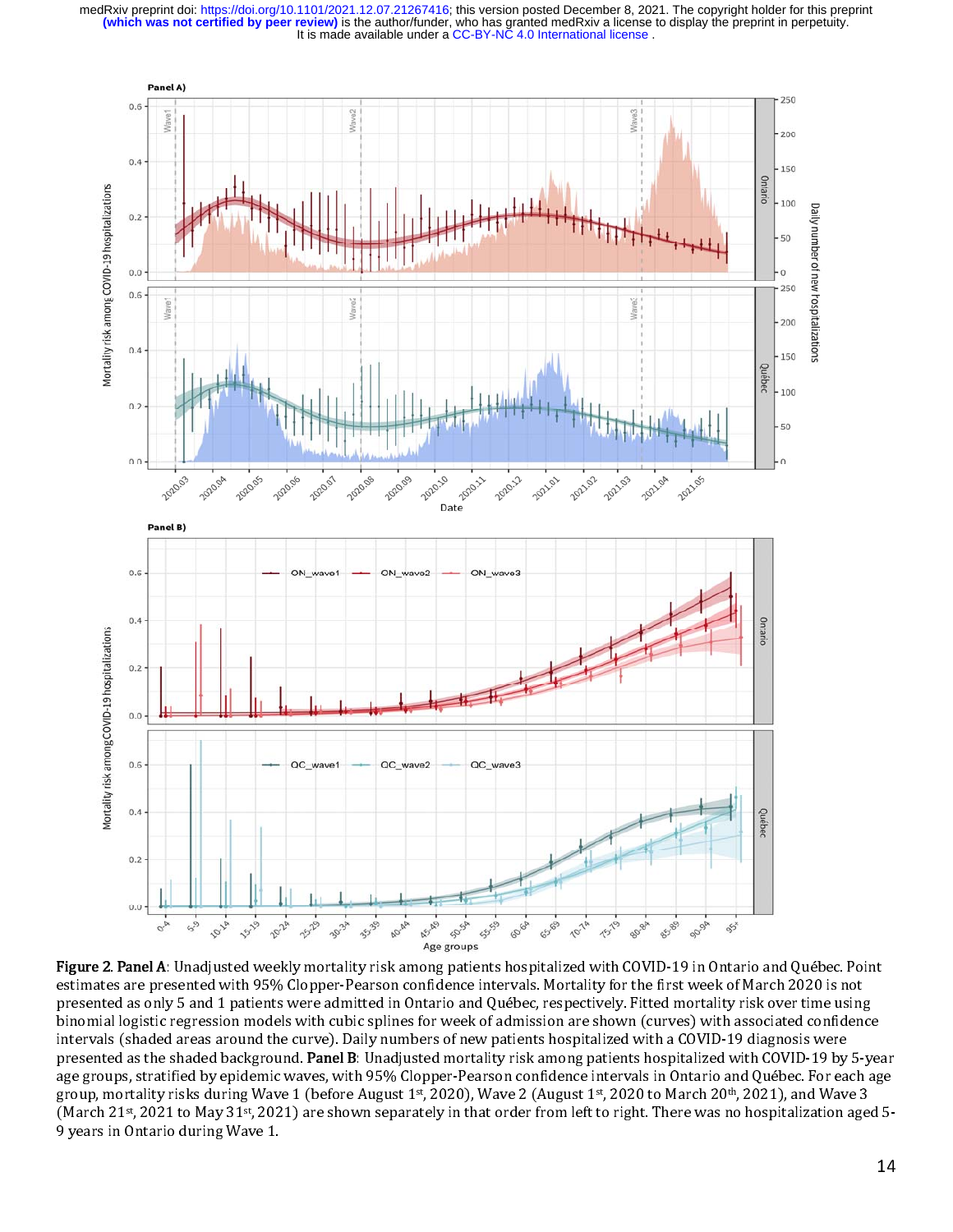**Figure 2. Panel A**: Unadjusted weekly mortality risk among patients hospitalized with COVID-19 in Ontario and Québec. Point estimates are presented with 95% Clopper-Pearson confidence intervals. Mortality for the first week of March 2020 is not presented as only 5 and 1 patients were admitted in Ontario and Québec, respectively. Fitted mortality risk over time using binomial logistic regression models with cubic splines for week of admission are shown (curves) with associated confidence intervals (shaded areas around the curve). Daily numbers of new patients hospitalized with a COVID-19 diagnosis were presented as the shaded background. **Panel B**: Unadjusted mortality risk among patients hospitalized with COVID-19 by 5-year age groups, stratified by epidemic waves, with 95% Clopper-Pearson confidence intervals in Ontario and Québec. For each age group, mortality risks during Wave 1 (before August 1st, 2020), Wave 2 (August 1st, 2020 to March 20th, 2021), and Wave 3 (March 21st, 2021 to May 31st, 2021) are shown separately in that order from left to right. There was no hospitalization aged 5-9 years in Ontario during Wave 1.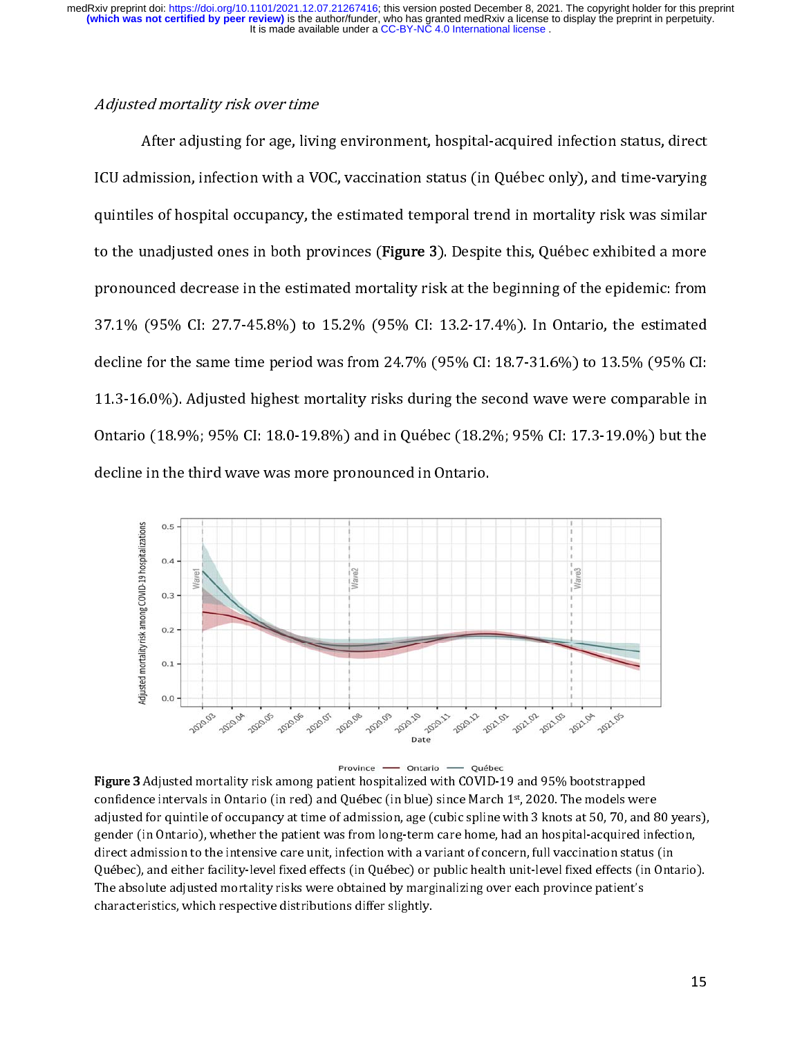*Adjusted mortality risk over time*

After adjusting for age, living environment, hospital-acquired infection status, direct ICU admission, infection with a VOC, vaccination status (in Québec only), and time-varying quintiles of hospital occupancy, the estimated temporal trend in mortality risk was similar to the unadjusted ones in both provinces (**Figure 3**). Despite this, Québec exhibited a more pronounced decrease in the estimated mortality risk at the beginning of the epidemic: from 37.1% (95% CI: 27.7-45.8%) to 15.2% (95% CI: 13.2-17.4%). In Ontario, the estimated decline for the same time period was from 24.7% (95% CI: 18.7-31.6%) to 13.5% (95% CI: 11.3-16.0%). Adjusted highest mortality risks during the second wave were comparable in Ontario (18.9%; 95% CI: 18.0-19.8%) and in Québec (18.2%; 95% CI: 17.3-19.0%) but the decline in the third wave was more pronounced in Ontario.

**Figure 3** Adjusted mortality risk among patient hospitalized with COVID-19 and 95% bootstrapped confidence intervals in Ontario (in red) and Québec (in blue) since March 1st, 2020. The models were adjusted for quintile of occupancy at time of admission, age (cubic spline with 3 knots at 50, 70, and 80 years), gender (in Ontario), whether the patient was from long-term care home, had an hospital-acquired infection, direct admission to the intensive care unit, infection with a variant of concern, full vaccination status (in Québec), and either facility-level fixed effects (in Québec) or public health unit-level fixed effects (in Ontario). The absolute adjusted mortality risks were obtained by marginalizing over each province patient's characteristics, which respective distributions differ slightly.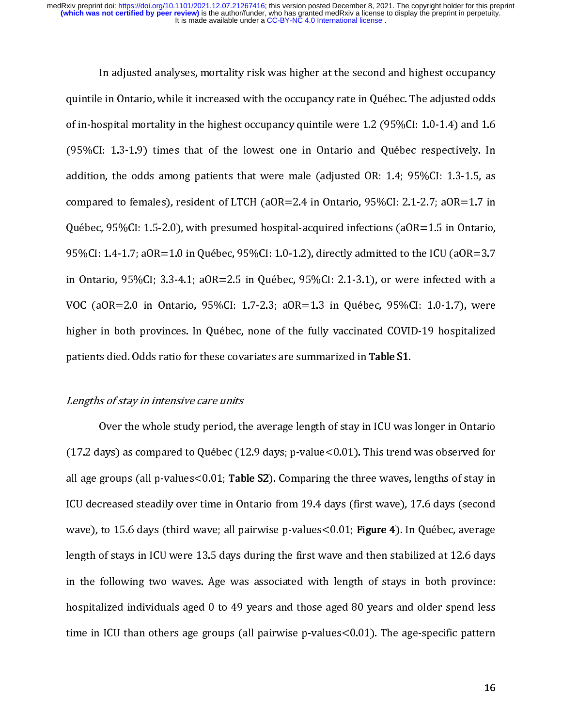In adjusted analyses, mortality risk was higher at the second and highest occupancy quintile in Ontario, while it increased with the occupancy rate in Québec. The adjusted odds of in-hospital mortality in the highest occupancy quintile were 1.2 (95%CI: 1.0-1.4) and 1.6 (95%CI: 1.3-1.9) times that of the lowest one in Ontario and Québec respectively. In addition, the odds among patients that were male (adjusted OR: 1.4; 95%CI: 1.3-1.5, as compared to females), resident of LTCH (aOR=2.4 in Ontario, 95%CI: 2.1-2.7; aOR=1.7 in Québec, 95%CI: 1.5-2.0), with presumed hospital-acquired infections (aOR=1.5 in Ontario, 95%CI: 1.4-1.7; aOR=1.0 in Québec, 95%CI: 1.0-1.2), directly admitted to the ICU (aOR=3.7 in Ontario, 95%CI; 3.3-4.1; aOR=2.5 in Québec, 95%CI: 2.1-3.1), or were infected with a VOC (aOR=2.0 in Ontario, 95%CI: 1.7-2.3; aOR=1.3 in Québec, 95%CI: 1.0-1.7), were higher in both provinces. In Québec, none of the fully vaccinated COVID-19 hospitalized patients died. Odds ratio for these covariates are summarized in **Table S1**.

*Lengths of stay in intensive care units*

Over the whole study period, the average length of stay in ICU was longer in Ontario (17.2 days) as compared to Québec (12.9 days; p-value<0.01). This trend was observed for all age groups (all p-values<0.01; **Table S2**). Comparing the three waves, lengths of stay in ICU decreased steadily over time in Ontario from 19.4 days (first wave), 17.6 days (second wave), to 15.6 days (third wave; all pairwise p-values<0.01; **Figure 4**). In Québec, average length of stays in ICU were 13.5 days during the first wave and then stabilized at 12.6 days in the following two waves. Age was associated with length of stays in both province: hospitalized individuals aged 0 to 49 years and those aged 80 years and older spend less time in ICU than others age groups (all pairwise p-values<0.01). The age-specific pattern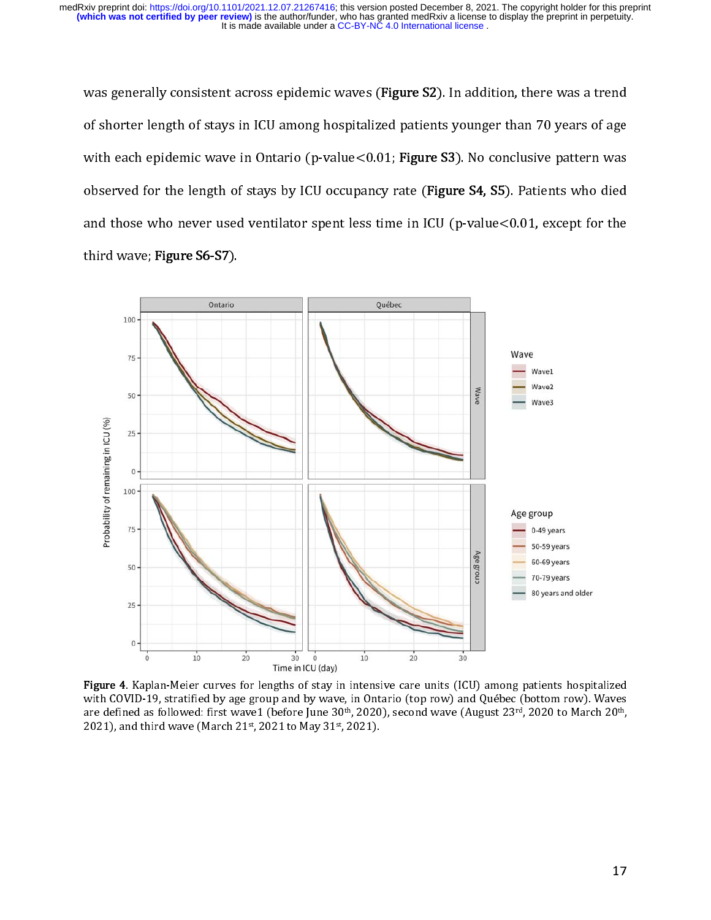was generally consistent across epidemic waves (**Figure S2**). In addition, there was a trend of shorter length of stays in ICU among hospitalized patients younger than 70 years of age with each epidemic wave in Ontario (p-value<0.01; **Figure S3**). No conclusive pattern was observed for the length of stays by ICU occupancy rate (**Figure S4, S5**). Patients who died and those who never used ventilator spent less time in ICU (p-value<0.01, except for the third wave; **Figure S6-S7**).

**Figure 4**. Kaplan-Meier curves for lengths of stay in intensive care units (ICU) among patients hospitalized with COVID-19, stratified by age group and by wave, in Ontario (top row) and Québec (bottom row). Waves are defined as followed: first wave1 (before June 30th, 2020), second wave (August 23rd, 2020 to March 20th, 2021), and third wave (March 21st, 2021 to May 31st, 2021).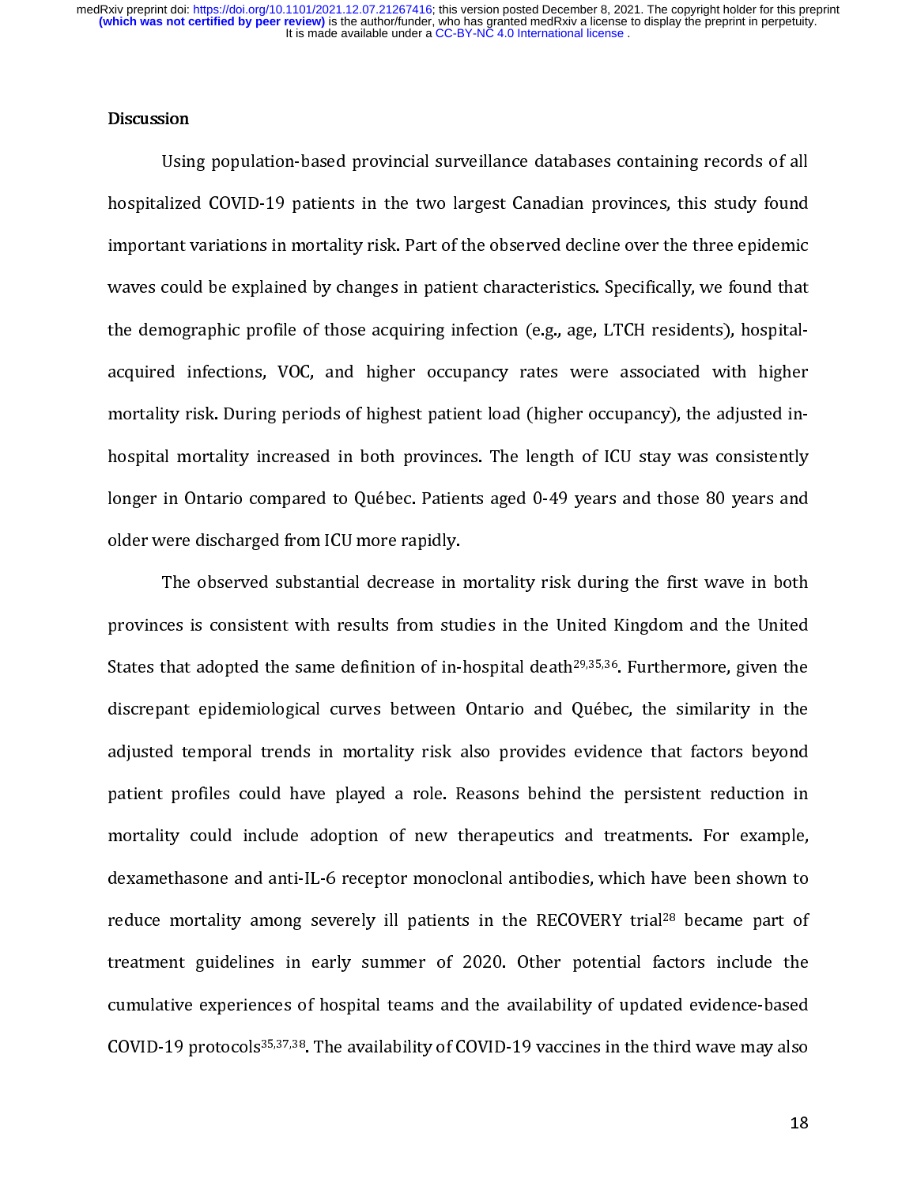## Discussion

Using population-based provincial surveillance databases containing records of all hospitalized COVID-19 patients in the two largest Canadian provinces, this study found important variations in mortality risk. Part of the observed decline over the three epidemic waves could be explained by changes in patient characteristics. Specifically, we found that the demographic profile of those acquiring infection (e.g., age, LTCH residents), hospital-acquired infections, VOC, and higher occupancy rates were associated with higher mortality risk. During periods of highest patient load (higher occupancy), the adjusted in-hospital mortality increased in both provinces. The length of ICU stay was consistently longer in Ontario compared to Québec. Patients aged 0-49 years and those 80 years and older were discharged from ICU more rapidly.

The observed substantial decrease in mortality risk during the first wave in both provinces is consistent with results from studies in the United Kingdom and the United States that adopted the same definition of in-hospital death[29,35,36]. Furthermore, given the discrepant epidemiological curves between Ontario and Québec, the similarity in the adjusted temporal trends in mortality risk also provides evidence that factors beyond patient profiles could have played a role. Reasons behind the persistent reduction in mortality could include adoption of new therapeutics and treatments. For example, dexamethasone and anti-IL-6 receptor monoclonal antibodies, which have been shown to reduce mortality among severely ill patients in the RECOVERY trial[28] became part of treatment guidelines in early summer of 2020. Other potential factors include the cumulative experiences of hospital teams and the availability of updated evidence-based COVID-19 protocols[35,37,38]. The availability of COVID-19 vaccines in the third wave may also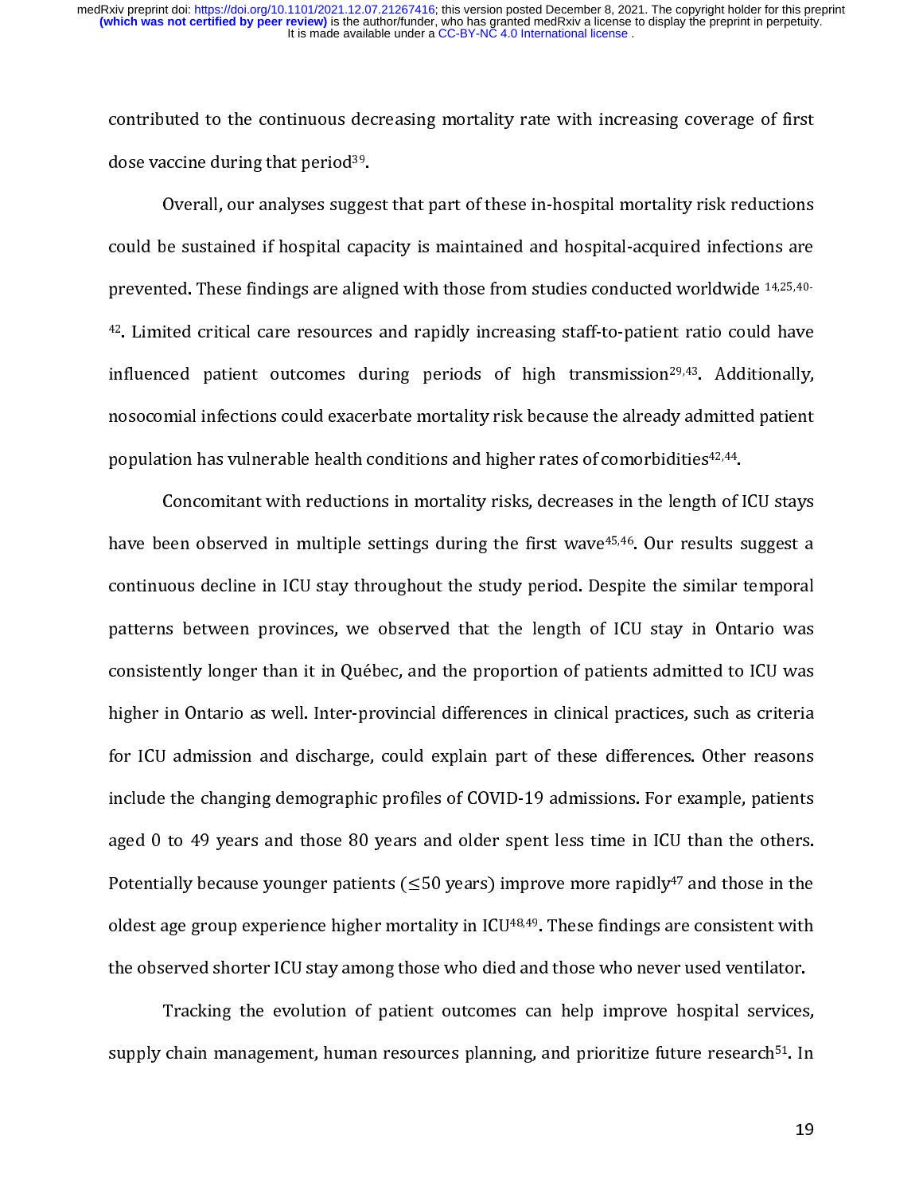contributed to the continuous decreasing mortality rate with increasing coverage of first dose vaccine during that period[39].

Overall, our analyses suggest that part of these in-hospital mortality risk reductions could be sustained if hospital capacity is maintained and hospital-acquired infections are prevented. These findings are aligned with those from studies conducted worldwide [14,25,40-42]. Limited critical care resources and rapidly increasing staff-to-patient ratio could have influenced patient outcomes during periods of high transmission[29,43]. Additionally, nosocomial infections could exacerbate mortality risk because the already admitted patient population has vulnerable health conditions and higher rates of comorbidities[42,44].

Concomitant with reductions in mortality risks, decreases in the length of ICU stays have been observed in multiple settings during the first wave[45,46]. Our results suggest a continuous decline in ICU stay throughout the study period. Despite the similar temporal patterns between provinces, we observed that the length of ICU stay in Ontario was consistently longer than it in Québec, and the proportion of patients admitted to ICU was higher in Ontario as well. Inter-provincial differences in clinical practices, such as criteria for ICU admission and discharge, could explain part of these differences. Other reasons include the changing demographic profiles of COVID-19 admissions. For example, patients aged 0 to 49 years and those 80 years and older spent less time in ICU than the others. Potentially because younger patients (≤50 years) improve more rapidly[47] and those in the oldest age group experience higher mortality in ICU[48,49]. These findings are consistent with the observed shorter ICU stay among those who died and those who never used ventilator.

Tracking the evolution of patient outcomes can help improve hospital services, supply chain management, human resources planning, and prioritize future research[51]. In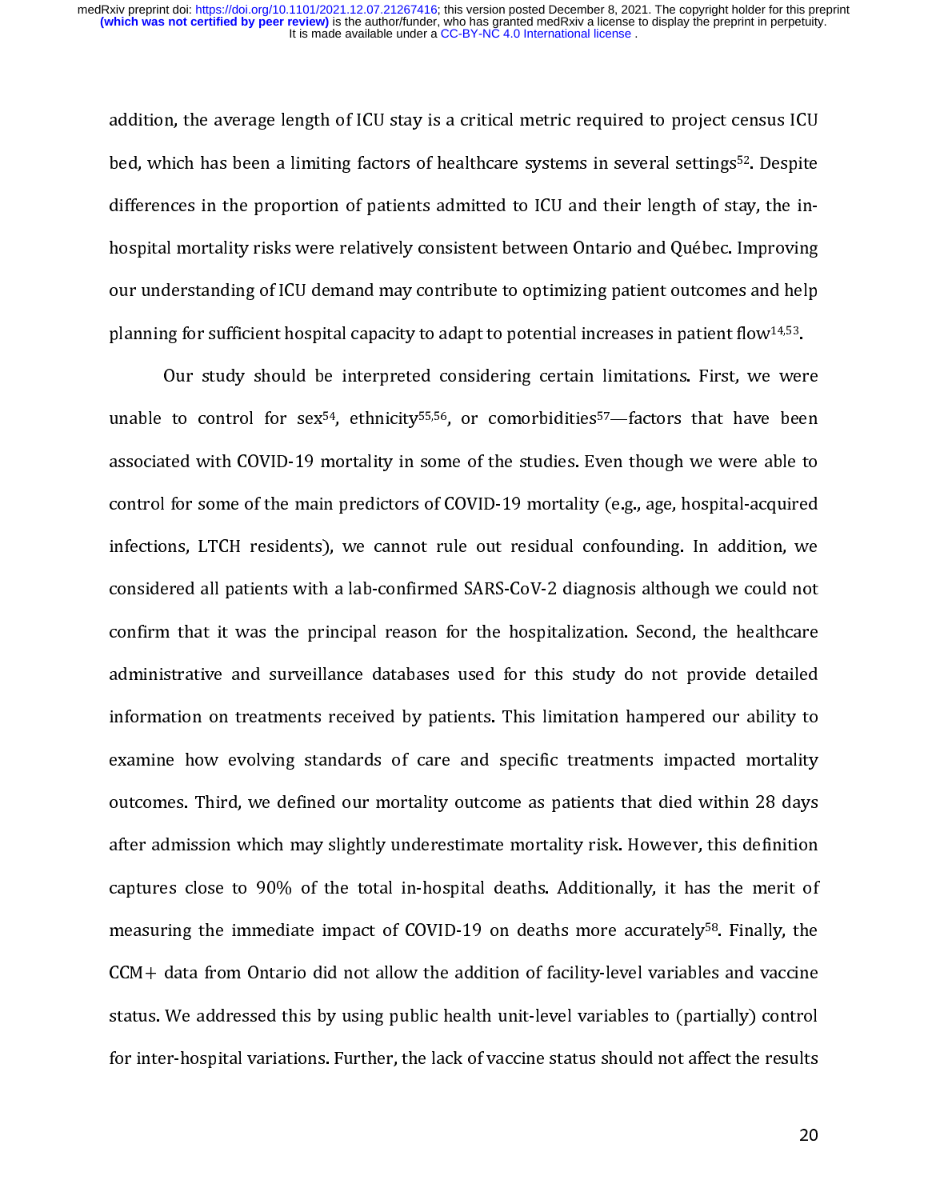addition, the average length of ICU stay is a critical metric required to project census ICU bed, which has been a limiting factors of healthcare systems in several settings[52]. Despite differences in the proportion of patients admitted to ICU and their length of stay, the in-hospital mortality risks were relatively consistent between Ontario and Québec. Improving our understanding of ICU demand may contribute to optimizing patient outcomes and help planning for sufficient hospital capacity to adapt to potential increases in patient flow[14,53].

Our study should be interpreted considering certain limitations. First, we were unable to control for sex[54], ethnicity[55,56], or comorbidities[57]—factors that have been associated with COVID-19 mortality in some of the studies. Even though we were able to control for some of the main predictors of COVID-19 mortality (e.g., age, hospital-acquired infections, LTCH residents), we cannot rule out residual confounding. In addition, we considered all patients with a lab-confirmed SARS-CoV-2 diagnosis although we could not confirm that it was the principal reason for the hospitalization. Second, the healthcare administrative and surveillance databases used for this study do not provide detailed information on treatments received by patients. This limitation hampered our ability to examine how evolving standards of care and specific treatments impacted mortality outcomes. Third, we defined our mortality outcome as patients that died within 28 days after admission which may slightly underestimate mortality risk. However, this definition captures close to 90% of the total in-hospital deaths. Additionally, it has the merit of measuring the immediate impact of COVID-19 on deaths more accurately[58]. Finally, the CCM+ data from Ontario did not allow the addition of facility-level variables and vaccine status. We addressed this by using public health unit-level variables to (partially) control for inter-hospital variations. Further, the lack of vaccine status should not affect the results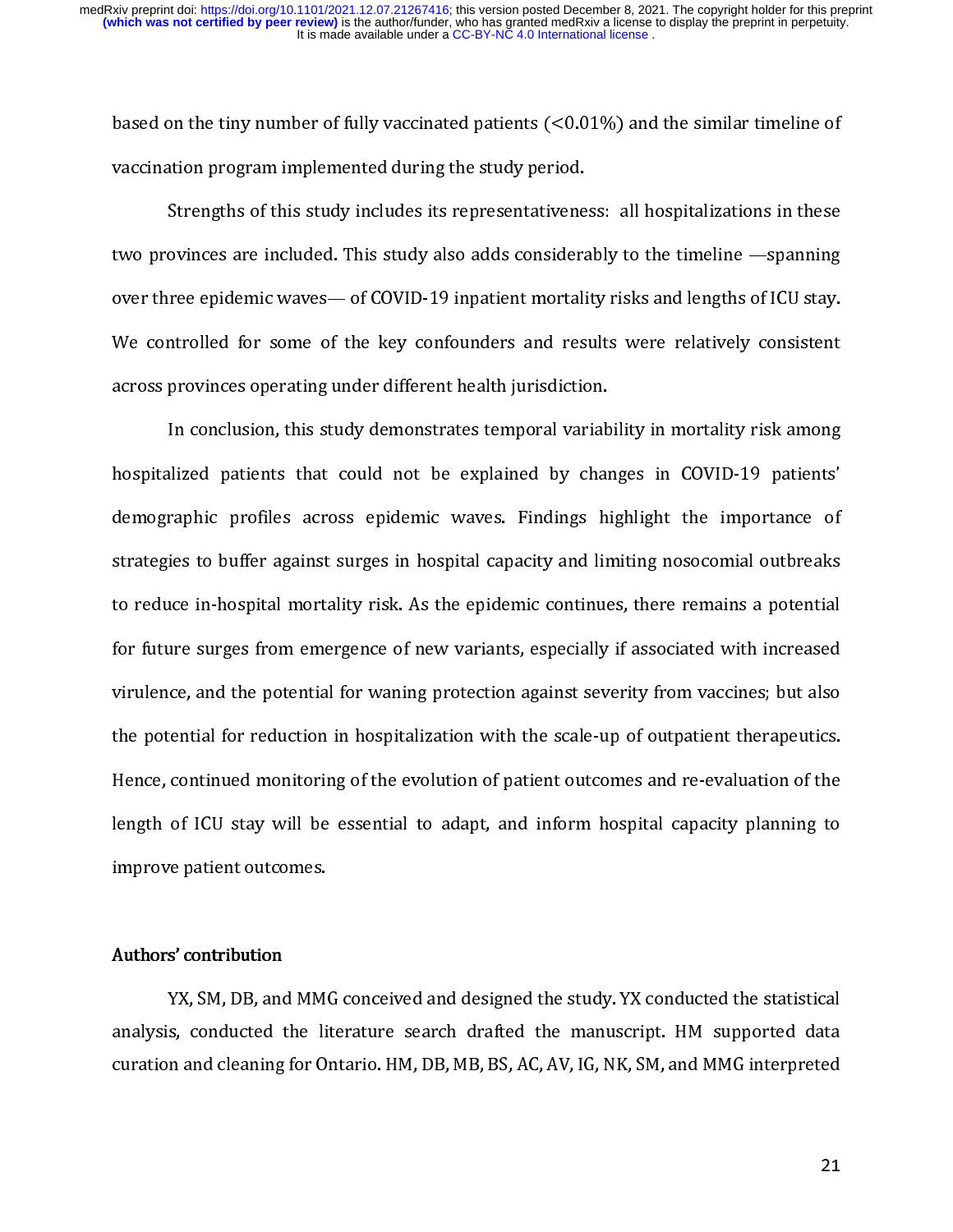based on the tiny number of fully vaccinated patients (<0.01%) and the similar timeline of vaccination program implemented during the study period.

Strengths of this study includes its representativeness: all hospitalizations in these two provinces are included. This study also adds considerably to the timeline —spanning over three epidemic waves— of COVID-19 inpatient mortality risks and lengths of ICU stay. We controlled for some of the key confounders and results were relatively consistent across provinces operating under different health jurisdiction.

In conclusion, this study demonstrates temporal variability in mortality risk among hospitalized patients that could not be explained by changes in COVID-19 patients' demographic profiles across epidemic waves. Findings highlight the importance of strategies to buffer against surges in hospital capacity and limiting nosocomial outbreaks to reduce in-hospital mortality risk. As the epidemic continues, there remains a potential for future surges from emergence of new variants, especially if associated with increased virulence, and the potential for waning protection against severity from vaccines; but also the potential for reduction in hospitalization with the scale-up of outpatient therapeutics. Hence, continued monitoring of the evolution of patient outcomes and re-evaluation of the length of ICU stay will be essential to adapt, and inform hospital capacity planning to improve patient outcomes.

## Authors' contribution

YX, SM, DB, and MMG conceived and designed the study. YX conducted the statistical analysis, conducted the literature search drafted the manuscript. HM supported data curation and cleaning for Ontario. HM, DB, MB, BS, AC, AV, IG, NK, SM, and MMG interpreted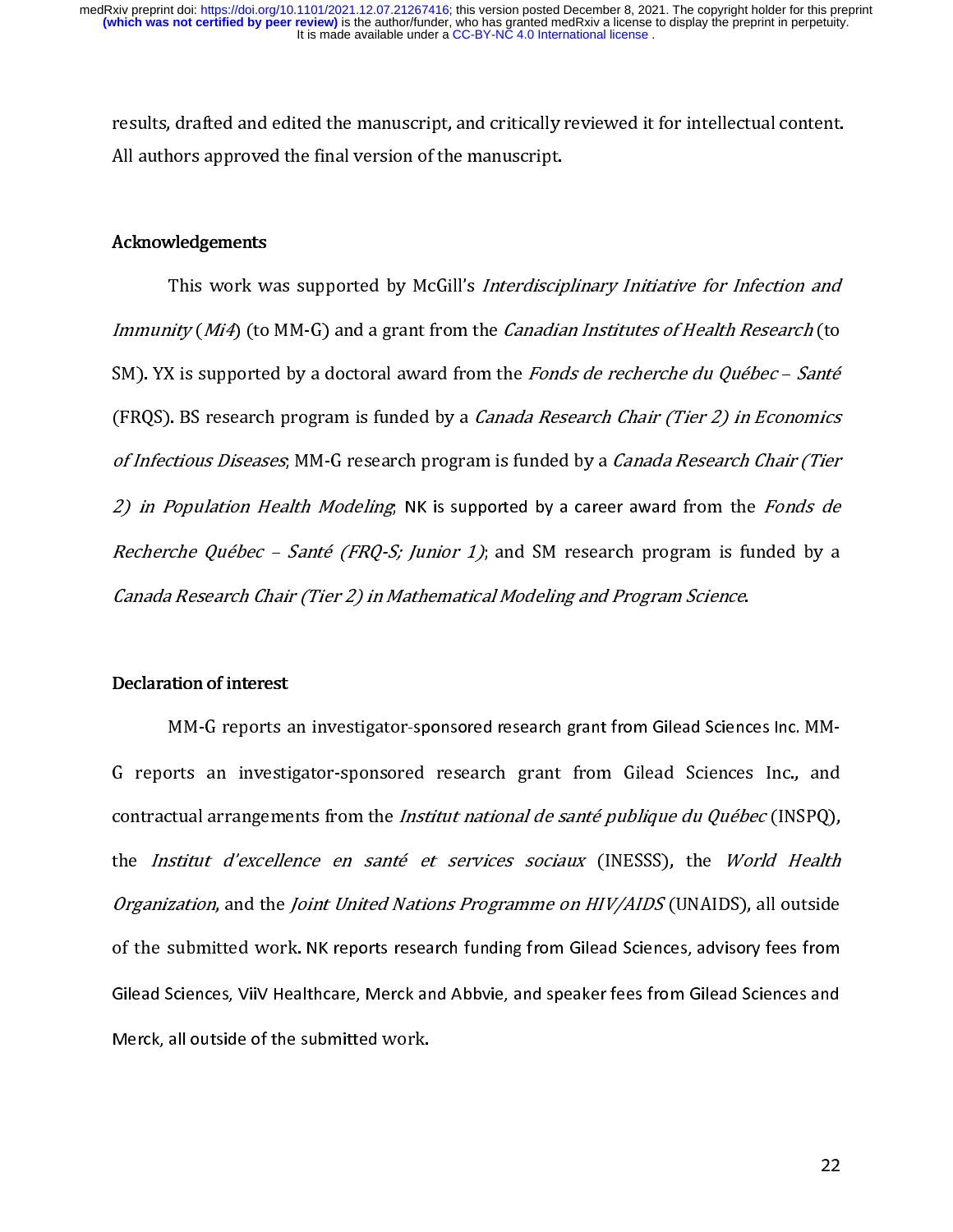results, drafted and edited the manuscript, and critically reviewed it for intellectual content. All authors approved the final version of the manuscript.

## Acknowledgements

This work was supported by McGill's *Interdisciplinary Initiative for Infection and Immunity* (*Mi4*) (to MM-G) and a grant from the *Canadian Institutes of Health Research* (to SM). YX is supported by a doctoral award from the *Fonds de recherche du Québec – Santé* (FRQS). BS research program is funded by a *Canada Research Chair (Tier 2) in Economics of Infectious Diseases*; MM-G research program is funded by a *Canada Research Chair (Tier 2) in Population Health Modeling*; NK is supported by a career award from the *Fonds de Recherche Québec – Santé (FRQ-S; Junior 1)*; and SM research program is funded by a *Canada Research Chair (Tier 2) in Mathematical Modeling and Program Science*.

## Declaration of interest

MM-G reports an investigator-sponsored research grant from Gilead Sciences Inc. MM-G reports an investigator-sponsored research grant from Gilead Sciences Inc., and contractual arrangements from the *Institut national de santé publique du Québec* (INSPQ), the *Institut d'excellence en santé et services sociaux* (INESSS), the *World Health Organization*, and the *Joint United Nations Programme on HIV/AIDS* (UNAIDS), all outside of the submitted work. NK reports research funding from Gilead Sciences, advisory fees from Gilead Sciences, ViiV Healthcare, Merck and Abbvie, and speaker fees from Gilead Sciences and Merck, all outside of the submitted work.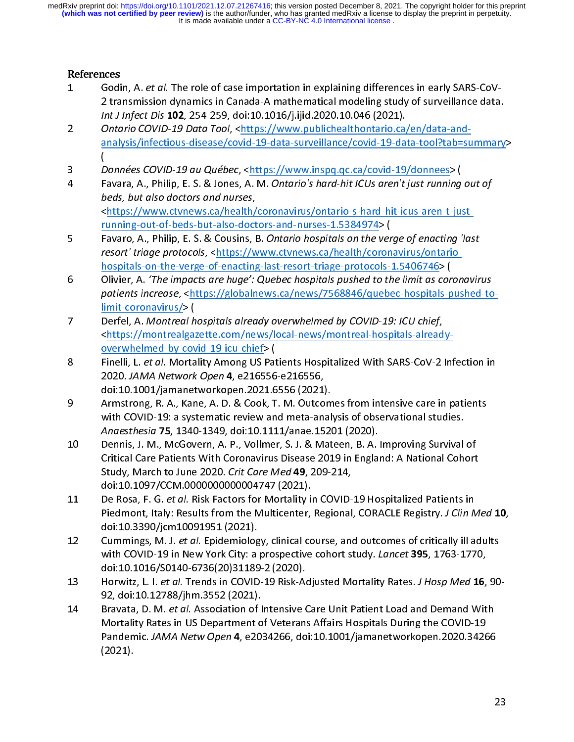# References

1. Godin, A. *et al.* The role of case importation in explaining differences in early SARS-CoV-2 transmission dynamics in Canada-A mathematical modeling study of surveillance data. *Int J Infect Dis* **102**, 254-259, doi:10.1016/j.ijid.2020.10.046 (2021).
2. *Ontario COVID-19 Data Tool*, <https://www.publichealthontario.ca/en/data-and-analysis/infectious-disease/covid-19-data-surveillance/covid-19-data-tool?tab=summary> (
3. *Données COVID-19 au Québec*, <https://www.inspq.qc.ca/covid-19/donnees> (
4. Favara, A., Philip, E. S. & Jones, A. M. *Ontario's hard-hit ICUs aren't just running out of beds, but also doctors and nurses*, <https://www.ctvnews.ca/health/coronavirus/ontario-s-hard-hit-icus-aren-t-just-running-out-of-beds-but-also-doctors-and-nurses-1.5384974> (
5. Favaro, A., Philip, E. S. & Cousins, B. *Ontario hospitals on the verge of enacting 'last resort' triage protocols*, <https://www.ctvnews.ca/health/coronavirus/ontario-hospitals-on-the-verge-of-enacting-last-resort-triage-protocols-1.5406746> (
6. Olivier, A. *'The impacts are huge': Quebec hospitals pushed to the limit as coronavirus patients increase*, <https://globalnews.ca/news/7568846/quebec-hospitals-pushed-to-limit-coronavirus/> (
7. Derfel, A. *Montreal hospitals already overwhelmed by COVID-19: ICU chief*, <https://montrealgazette.com/news/local-news/montreal-hospitals-already-overwhelmed-by-covid-19-icu-chief> (
8. Finelli, L. *et al.* Mortality Among US Patients Hospitalized With SARS-CoV-2 Infection in 2020. *JAMA Network Open* **4**, e216556-e216556, doi:10.1001/jamanetworkopen.2021.6556 (2021).
9. Armstrong, R. A., Kane, A. D. & Cook, T. M. Outcomes from intensive care in patients with COVID-19: a systematic review and meta-analysis of observational studies. *Anaesthesia* **75**, 1340-1349, doi:10.1111/anae.15201 (2020).
10. Dennis, J. M., McGovern, A. P., Vollmer, S. J. & Mateen, B. A. Improving Survival of Critical Care Patients With Coronavirus Disease 2019 in England: A National Cohort Study, March to June 2020. *Crit Care Med* **49**, 209-214, doi:10.1097/CCM.0000000000004747 (2021).
11. De Rosa, F. G. *et al.* Risk Factors for Mortality in COVID-19 Hospitalized Patients in Piedmont, Italy: Results from the Multicenter, Regional, CORACLE Registry. *J Clin Med* **10**, doi:10.3390/jcm10091951 (2021).
12. Cummings, M. J. *et al.* Epidemiology, clinical course, and outcomes of critically ill adults with COVID-19 in New York City: a prospective cohort study. *Lancet* **395**, 1763-1770, doi:10.1016/S0140-6736(20)31189-2 (2020).
13. Horwitz, L. I. *et al.* Trends in COVID-19 Risk-Adjusted Mortality Rates. *J Hosp Med* **16**, 90-92, doi:10.12788/jhm.3552 (2021).
14. Bravata, D. M. *et al.* Association of Intensive Care Unit Patient Load and Demand With Mortality Rates in US Department of Veterans Affairs Hospitals During the COVID-19 Pandemic. *JAMA Netw Open* **4**, e2034266, doi:10.1001/jamanetworkopen.2020.34266 (2021).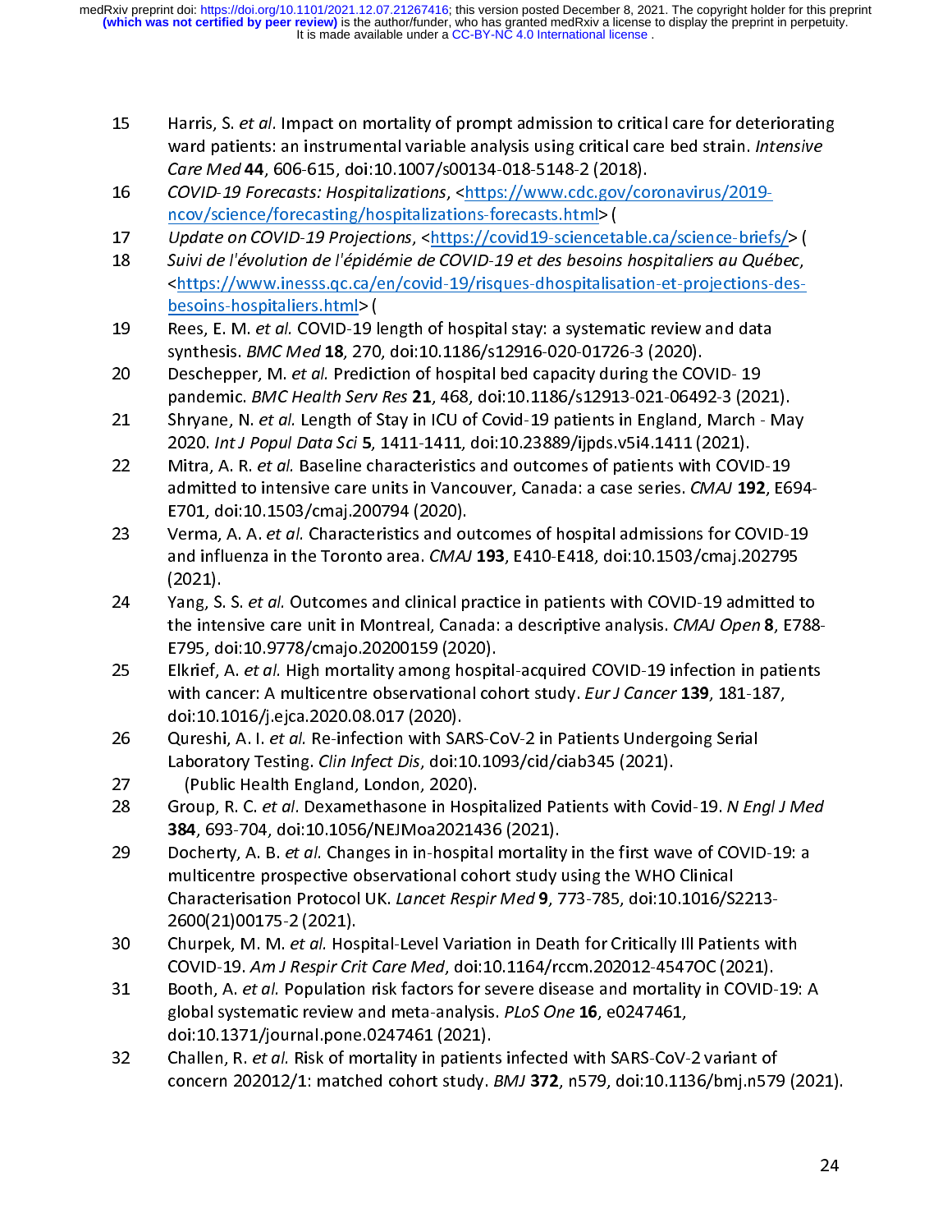15. Harris, S. *et al.* Impact on mortality of prompt admission to critical care for deteriorating ward patients: an instrumental variable analysis using critical care bed strain. *Intensive Care Med* **44**, 606-615, doi:10.1007/s00134-018-5148-2 (2018).
16. *COVID-19 Forecasts: Hospitalizations*, <https://www.cdc.gov/coronavirus/2019-ncov/science/forecasting/hospitalizations-forecasts.html> (
17. *Update on COVID-19 Projections*, <https://covid19-sciencetable.ca/science-briefs/> (
18. *Suivi de l'évolution de l'épidémie de COVID-19 et des besoins hospitaliers au Québec*, <https://www.inesss.qc.ca/en/covid-19/risques-dhospitalisation-et-projections-des-besoins-hospitaliers.html> (
19. Rees, E. M. *et al.* COVID-19 length of hospital stay: a systematic review and data synthesis. *BMC Med* **18**, 270, doi:10.1186/s12916-020-01726-3 (2020).
20. Deschepper, M. *et al.* Prediction of hospital bed capacity during the COVID- 19 pandemic. *BMC Health Serv Res* **21**, 468, doi:10.1186/s12913-021-06492-3 (2021).
21. Shryane, N. *et al.* Length of Stay in ICU of Covid-19 patients in England, March - May 2020. *Int J Popul Data Sci* **5**, 1411-1411, doi:10.23889/ijpds.v5i4.1411 (2021).
22. Mitra, A. R. *et al.* Baseline characteristics and outcomes of patients with COVID-19 admitted to intensive care units in Vancouver, Canada: a case series. *CMAJ* **192**, E694-E701, doi:10.1503/cmaj.200794 (2020).
23. Verma, A. A. *et al.* Characteristics and outcomes of hospital admissions for COVID-19 and influenza in the Toronto area. *CMAJ* **193**, E410-E418, doi:10.1503/cmaj.202795 (2021).
24. Yang, S. S. *et al.* Outcomes and clinical practice in patients with COVID-19 admitted to the intensive care unit in Montreal, Canada: a descriptive analysis. *CMAJ Open* **8**, E788-E795, doi:10.9778/cmajo.20200159 (2020).
25. Elkrief, A. *et al.* High mortality among hospital-acquired COVID-19 infection in patients with cancer: A multicentre observational cohort study. *Eur J Cancer* **139**, 181-187, doi:10.1016/j.ejca.2020.08.017 (2020).
26. Qureshi, A. I. *et al.* Re-infection with SARS-CoV-2 in Patients Undergoing Serial Laboratory Testing. *Clin Infect Dis*, doi:10.1093/cid/ciab345 (2021).
27. (Public Health England, London, 2020).
28. Group, R. C. *et al.* Dexamethasone in Hospitalized Patients with Covid-19. *N Engl J Med* **384**, 693-704, doi:10.1056/NEJMoa2021436 (2021).
29. Docherty, A. B. *et al.* Changes in in-hospital mortality in the first wave of COVID-19: a multicentre prospective observational cohort study using the WHO Clinical Characterisation Protocol UK. *Lancet Respir Med* **9**, 773-785, doi:10.1016/S2213-2600(21)00175-2 (2021).
30. Churpek, M. M. *et al.* Hospital-Level Variation in Death for Critically Ill Patients with COVID-19. *Am J Respir Crit Care Med*, doi:10.1164/rccm.202012-4547OC (2021).
31. Booth, A. *et al.* Population risk factors for severe disease and mortality in COVID-19: A global systematic review and meta-analysis. *PLoS One* **16**, e0247461, doi:10.1371/journal.pone.0247461 (2021).
32. Challen, R. *et al.* Risk of mortality in patients infected with SARS-CoV-2 variant of concern 202012/1: matched cohort study. *BMJ* **372**, n579, doi:10.1136/bmj.n579 (2021).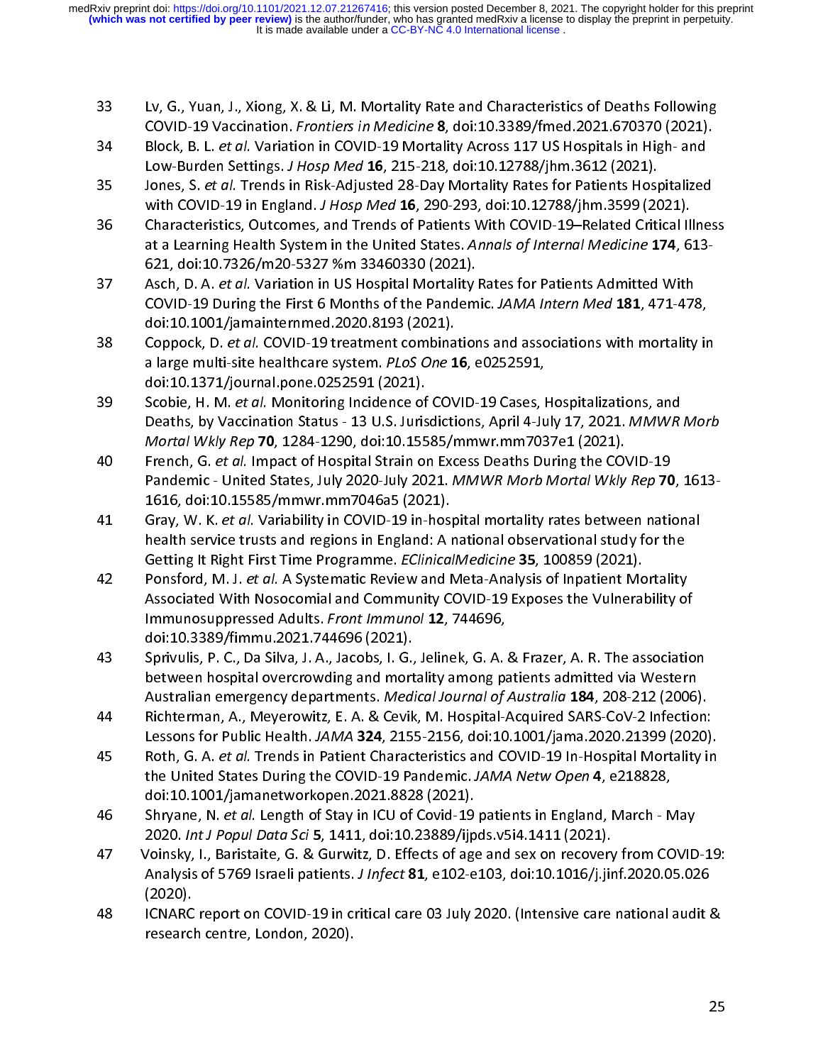33 Lv, G., Yuan, J., Xiong, X. & Li, M. Mortality Rate and Characteristics of Deaths Following COVID-19 Vaccination. *Frontiers in Medicine* **8**, doi:10.3389/fmed.2021.670370 (2021).

34 Block, B. L. *et al.* Variation in COVID-19 Mortality Across 117 US Hospitals in High- and Low-Burden Settings. *J Hosp Med* **16**, 215-218, doi:10.12788/jhm.3612 (2021).

35 Jones, S. *et al.* Trends in Risk-Adjusted 28-Day Mortality Rates for Patients Hospitalized with COVID-19 in England. *J Hosp Med* **16**, 290-293, doi:10.12788/jhm.3599 (2021).

36 Characteristics, Outcomes, and Trends of Patients With COVID-19–Related Critical Illness at a Learning Health System in the United States. *Annals of Internal Medicine* **174**, 613-621, doi:10.7326/m20-5327 %m 33460330 (2021).

37 Asch, D. A. *et al.* Variation in US Hospital Mortality Rates for Patients Admitted With COVID-19 During the First 6 Months of the Pandemic. *JAMA Intern Med* **181**, 471-478, doi:10.1001/jamainternmed.2020.8193 (2021).

38 Coppock, D. *et al.* COVID-19 treatment combinations and associations with mortality in a large multi-site healthcare system. *PLoS One* **16**, e0252591, doi:10.1371/journal.pone.0252591 (2021).

39 Scobie, H. M. *et al.* Monitoring Incidence of COVID-19 Cases, Hospitalizations, and Deaths, by Vaccination Status - 13 U.S. Jurisdictions, April 4-July 17, 2021. *MMWR Morb Mortal Wkly Rep* **70**, 1284-1290, doi:10.15585/mmwr.mm7037e1 (2021).

40 French, G. *et al.* Impact of Hospital Strain on Excess Deaths During the COVID-19 Pandemic - United States, July 2020-July 2021. *MMWR Morb Mortal Wkly Rep* **70**, 1613-1616, doi:10.15585/mmwr.mm7046a5 (2021).

41 Gray, W. K. *et al.* Variability in COVID-19 in-hospital mortality rates between national health service trusts and regions in England: A national observational study for the Getting It Right First Time Programme. *EClinicalMedicine* **35**, 100859 (2021).

42 Ponsford, M. J. *et al.* A Systematic Review and Meta-Analysis of Inpatient Mortality Associated With Nosocomial and Community COVID-19 Exposes the Vulnerability of Immunosuppressed Adults. *Front Immunol* **12**, 744696, doi:10.3389/fimmu.2021.744696 (2021).

43 Sprivulis, P. C., Da Silva, J. A., Jacobs, I. G., Jelinek, G. A. & Frazer, A. R. The association between hospital overcrowding and mortality among patients admitted via Western Australian emergency departments. *Medical Journal of Australia* **184**, 208-212 (2006).

44 Richterman, A., Meyerowitz, E. A. & Cevik, M. Hospital-Acquired SARS-CoV-2 Infection: Lessons for Public Health. *JAMA* **324**, 2155-2156, doi:10.1001/jama.2020.21399 (2020).

45 Roth, G. A. *et al.* Trends in Patient Characteristics and COVID-19 In-Hospital Mortality in the United States During the COVID-19 Pandemic. *JAMA Netw Open* **4**, e218828, doi:10.1001/jamanetworkopen.2021.8828 (2021).

46 Shryane, N. *et al.* Length of Stay in ICU of Covid-19 patients in England, March - May 2020. *Int J Popul Data Sci* **5**, 1411, doi:10.23889/ijpds.v5i4.1411 (2021).

47 Voinsky, I., Baristaite, G. & Gurwitz, D. Effects of age and sex on recovery from COVID-19: Analysis of 5769 Israeli patients. *J Infect* **81**, e102-e103, doi:10.1016/j.jinf.2020.05.026 (2020).

48 ICNARC report on COVID-19 in critical care 03 July 2020. (Intensive care national audit & research centre, London, 2020).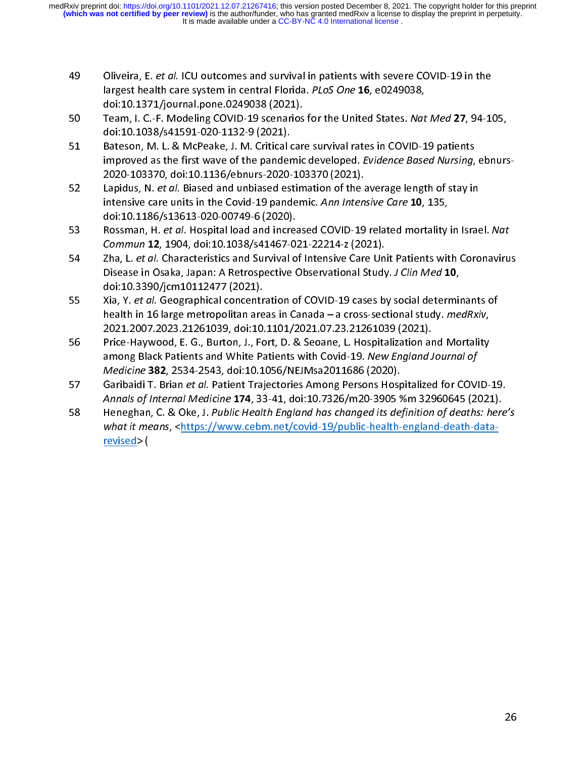49 Oliveira, E. *et al.* ICU outcomes and survival in patients with severe COVID-19 in the largest health care system in central Florida. *PLoS One* **16**, e0249038, doi:10.1371/journal.pone.0249038 (2021).

50 Team, I. C.-F. Modeling COVID-19 scenarios for the United States. *Nat Med* **27**, 94-105, doi:10.1038/s41591-020-1132-9 (2021).

51 Bateson, M. L. & McPeake, J. M. Critical care survival rates in COVID-19 patients improved as the first wave of the pandemic developed. *Evidence Based Nursing*, ebnurs-2020-103370, doi:10.1136/ebnurs-2020-103370 (2021).

52 Lapidus, N. *et al.* Biased and unbiased estimation of the average length of stay in intensive care units in the Covid-19 pandemic. *Ann Intensive Care* **10**, 135, doi:10.1186/s13613-020-00749-6 (2020).

53 Rossman, H. *et al.* Hospital load and increased COVID-19 related mortality in Israel. *Nat Commun* **12**, 1904, doi:10.1038/s41467-021-22214-z (2021).

54 Zha, L. *et al.* Characteristics and Survival of Intensive Care Unit Patients with Coronavirus Disease in Osaka, Japan: A Retrospective Observational Study. *J Clin Med* **10**, doi:10.3390/jcm10112477 (2021).

55 Xia, Y. *et al.* Geographical concentration of COVID-19 cases by social determinants of health in 16 large metropolitan areas in Canada – a cross-sectional study. *medRxiv*, 2021.2007.2023.21261039, doi:10.1101/2021.07.23.21261039 (2021).

56 Price-Haywood, E. G., Burton, J., Fort, D. & Seoane, L. Hospitalization and Mortality among Black Patients and White Patients with Covid-19. *New England Journal of Medicine* **382**, 2534-2543, doi:10.1056/NEJMsa2011686 (2020).

57 Garibaidi T. Brian *et al.* Patient Trajectories Among Persons Hospitalized for COVID-19. *Annals of Internal Medicine* **174**, 33-41, doi:10.7326/m20-3905 %m 32960645 (2021).

58 Heneghan, C. & Oke, J. *Public Health England has changed its definition of deaths: here's what it means*, <https://www.cebm.net/covid-19/public-health-england-death-data-revised> (